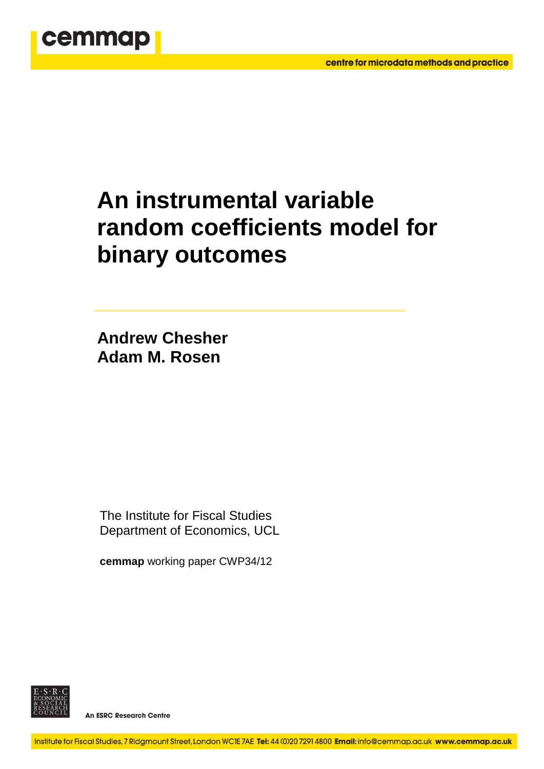cemmap

centre for microdata methods and practice

# An instrumental variable random coefficients model for binary outcomes

**Andrew Chesher**
**Adam M. Rosen**

The Institute for Fiscal Studies
Department of Economics, UCL

**cemmap** working paper CWP34/12

An ESRC Research Centre

Institute for Fiscal Studies, 7 Ridgmount Street, London WC1E 7AE **Tel:** 44 (0)20 7291 4800 **Email:** info@cemmap.ac.uk **www.cemmap.ac.uk**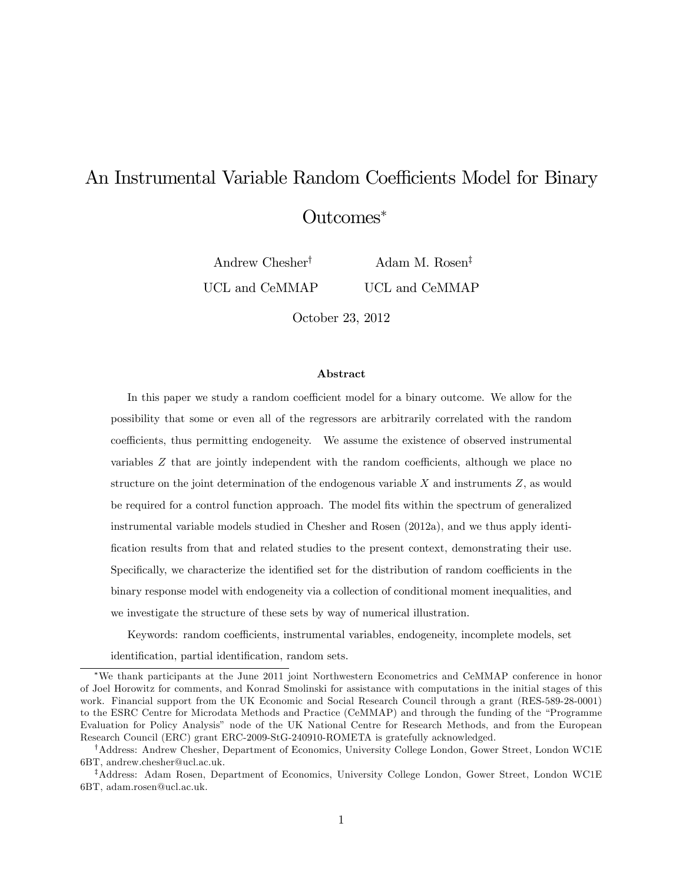# An Instrumental Variable Random Coefficients Model for Binary Outcomes[*]

Andrew Chesher[†] — UCL and CeMMAP

Adam M. Rosen[‡] — UCL and CeMMAP

October 23, 2012

## Abstract

In this paper we study a random coefficient model for a binary outcome. We allow for the possibility that some or even all of the regressors are arbitrarily correlated with the random coefficients, thus permitting endogeneity. We assume the existence of observed instrumental variables $Z$ that are jointly independent with the random coefficients, although we place no structure on the joint determination of the endogenous variable $X$ and instruments $Z$, as would be required for a control function approach. The model fits within the spectrum of generalized instrumental variable models studied in Chesher and Rosen (2012a), and we thus apply identification results from that and related studies to the present context, demonstrating their use. Specifically, we characterize the identified set for the distribution of random coefficients in the binary response model with endogeneity via a collection of conditional moment inequalities, and we investigate the structure of these sets by way of numerical illustration.

Keywords: random coefficients, instrumental variables, endogeneity, incomplete models, set identification, partial identification, random sets.

---

[*] We thank participants at the June 2011 joint Northwestern Econometrics and CeMMAP conference in honor of Joel Horowitz for comments, and Konrad Smolinski for assistance with computations in the initial stages of this work. Financial support from the UK Economic and Social Research Council through a grant (RES-589-28-0001) to the ESRC Centre for Microdata Methods and Practice (CeMMAP) and through the funding of the "Programme Evaluation for Policy Analysis" node of the UK National Centre for Research Methods, and from the European Research Council (ERC) grant ERC-2009-StG-240910-ROMETA is gratefully acknowledged.

[†] Address: Andrew Chesher, Department of Economics, University College London, Gower Street, London WC1E 6BT, andrew.chesher@ucl.ac.uk.

[‡] Address: Adam Rosen, Department of Economics, University College London, Gower Street, London WC1E 6BT, adam.rosen@ucl.ac.uk.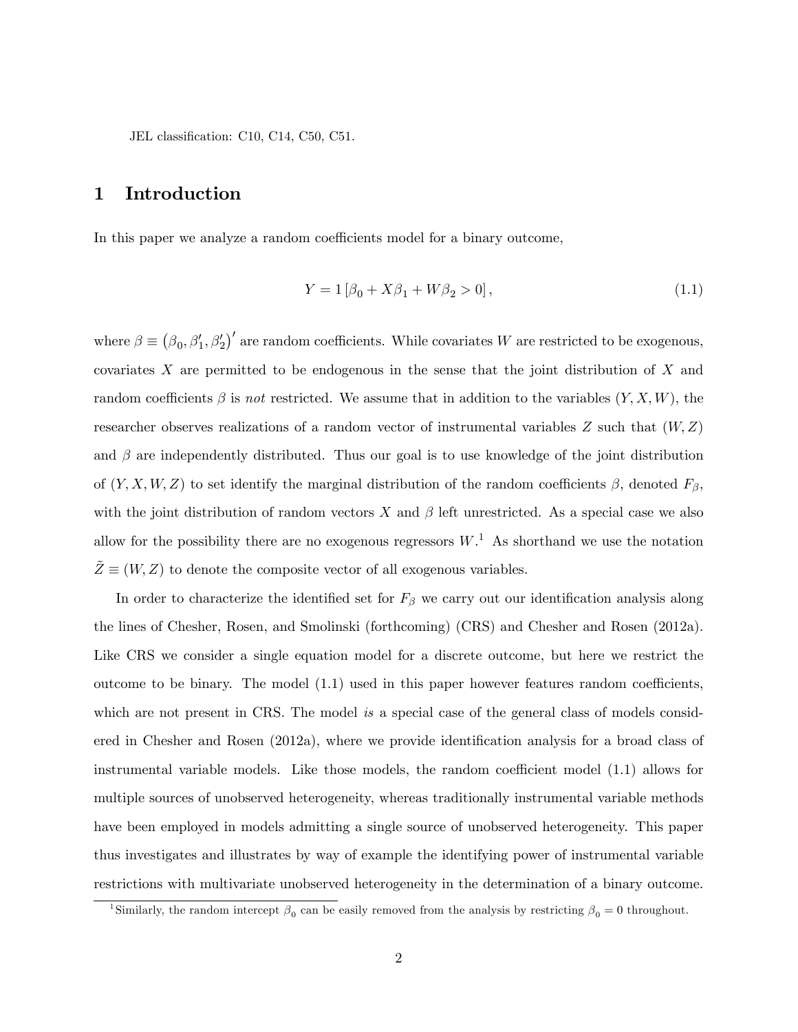JEL classification: C10, C14, C50, C51.

# 1 Introduction

In this paper we analyze a random coefficients model for a binary outcome,

$$Y = 1\left[\beta_0 + X\beta_1 + W\beta_2 > 0\right], \tag{1.1}$$

where $\beta \equiv \left(\beta_0, \beta_1', \beta_2'\right)'$ are random coefficients. While covariates $W$ are restricted to be exogenous, covariates $X$ are permitted to be endogenous in the sense that the joint distribution of $X$ and random coefficients $\beta$ is *not* restricted. We assume that in addition to the variables $(Y, X, W)$, the researcher observes realizations of a random vector of instrumental variables $Z$ such that $(W, Z)$ and $\beta$ are independently distributed. Thus our goal is to use knowledge of the joint distribution of $(Y, X, W, Z)$ to set identify the marginal distribution of the random coefficients $\beta$, denoted $F_\beta$, with the joint distribution of random vectors $X$ and $\beta$ left unrestricted. As a special case we also allow for the possibility there are no exogenous regressors $W$.[1] As shorthand we use the notation $\tilde{Z} \equiv (W, Z)$ to denote the composite vector of all exogenous variables.

In order to characterize the identified set for $F_\beta$ we carry out our identification analysis along the lines of Chesher, Rosen, and Smolinski (forthcoming) (CRS) and Chesher and Rosen (2012a). Like CRS we consider a single equation model for a discrete outcome, but here we restrict the outcome to be binary. The model (1.1) used in this paper however features random coefficients, which are not present in CRS. The model *is* a special case of the general class of models considered in Chesher and Rosen (2012a), where we provide identification analysis for a broad class of instrumental variable models. Like those models, the random coefficient model (1.1) allows for multiple sources of unobserved heterogeneity, whereas traditionally instrumental variable methods have been employed in models admitting a single source of unobserved heterogeneity. This paper thus investigates and illustrates by way of example the identifying power of instrumental variable restrictions with multivariate unobserved heterogeneity in the determination of a binary outcome.

[1] Similarly, the random intercept $\beta_0$ can be easily removed from the analysis by restricting $\beta_0 = 0$ throughout.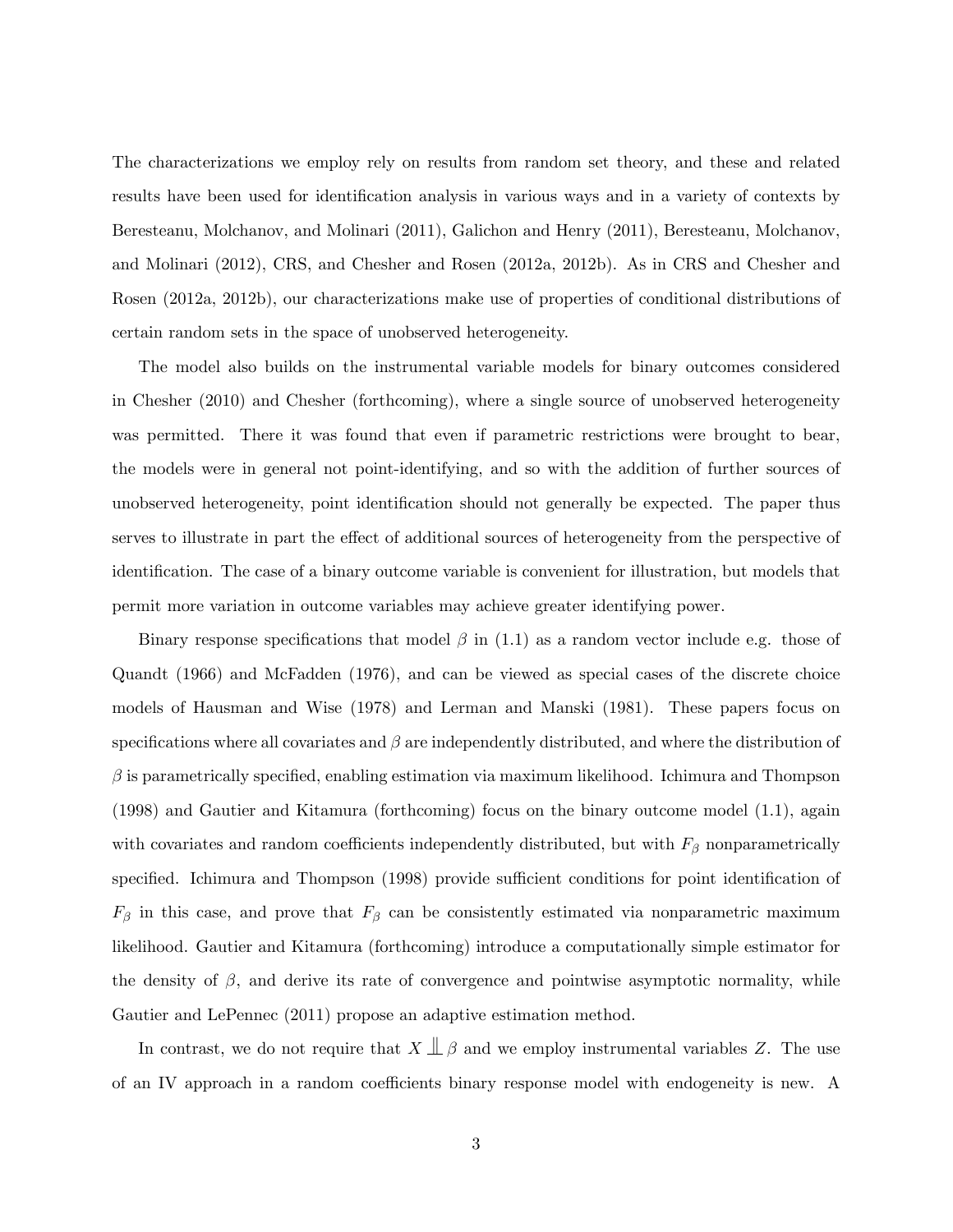The characterizations we employ rely on results from random set theory, and these and related results have been used for identification analysis in various ways and in a variety of contexts by Beresteanu, Molchanov, and Molinari (2011), Galichon and Henry (2011), Beresteanu, Molchanov, and Molinari (2012), CRS, and Chesher and Rosen (2012a, 2012b). As in CRS and Chesher and Rosen (2012a, 2012b), our characterizations make use of properties of conditional distributions of certain random sets in the space of unobserved heterogeneity.

The model also builds on the instrumental variable models for binary outcomes considered in Chesher (2010) and Chesher (forthcoming), where a single source of unobserved heterogeneity was permitted. There it was found that even if parametric restrictions were brought to bear, the models were in general not point-identifying, and so with the addition of further sources of unobserved heterogeneity, point identification should not generally be expected. The paper thus serves to illustrate in part the effect of additional sources of heterogeneity from the perspective of identification. The case of a binary outcome variable is convenient for illustration, but models that permit more variation in outcome variables may achieve greater identifying power.

Binary response specifications that model $\beta$ in (1.1) as a random vector include e.g. those of Quandt (1966) and McFadden (1976), and can be viewed as special cases of the discrete choice models of Hausman and Wise (1978) and Lerman and Manski (1981). These papers focus on specifications where all covariates and $\beta$ are independently distributed, and where the distribution of $\beta$ is parametrically specified, enabling estimation via maximum likelihood. Ichimura and Thompson (1998) and Gautier and Kitamura (forthcoming) focus on the binary outcome model (1.1), again with covariates and random coefficients independently distributed, but with $F_\beta$ nonparametrically specified. Ichimura and Thompson (1998) provide sufficient conditions for point identification of $F_\beta$ in this case, and prove that $F_\beta$ can be consistently estimated via nonparametric maximum likelihood. Gautier and Kitamura (forthcoming) introduce a computationally simple estimator for the density of $\beta$, and derive its rate of convergence and pointwise asymptotic normality, while Gautier and LePennec (2011) propose an adaptive estimation method.

In contrast, we do not require that $X \perp\!\!\!\perp \beta$ and we employ instrumental variables $Z$. The use of an IV approach in a random coefficients binary response model with endogeneity is new. A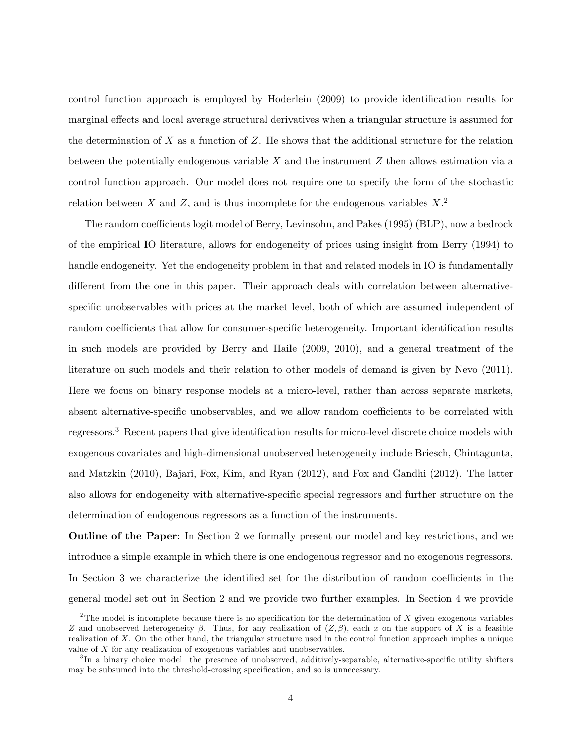control function approach is employed by Hoderlein (2009) to provide identification results for marginal effects and local average structural derivatives when a triangular structure is assumed for the determination of $X$ as a function of $Z$. He shows that the additional structure for the relation between the potentially endogenous variable $X$ and the instrument $Z$ then allows estimation via a control function approach. Our model does not require one to specify the form of the stochastic relation between $X$ and $Z$, and is thus incomplete for the endogenous variables $X$.[2]

The random coefficients logit model of Berry, Levinsohn, and Pakes (1995) (BLP), now a bedrock of the empirical IO literature, allows for endogeneity of prices using insight from Berry (1994) to handle endogeneity. Yet the endogeneity problem in that and related models in IO is fundamentally different from the one in this paper. Their approach deals with correlation between alternative-specific unobservables with prices at the market level, both of which are assumed independent of random coefficients that allow for consumer-specific heterogeneity. Important identification results in such models are provided by Berry and Haile (2009, 2010), and a general treatment of the literature on such models and their relation to other models of demand is given by Nevo (2011). Here we focus on binary response models at a micro-level, rather than across separate markets, absent alternative-specific unobservables, and we allow random coefficients to be correlated with regressors.[3] Recent papers that give identification results for micro-level discrete choice models with exogenous covariates and high-dimensional unobserved heterogeneity include Briesch, Chintagunta, and Matzkin (2010), Bajari, Fox, Kim, and Ryan (2012), and Fox and Gandhi (2012). The latter also allows for endogeneity with alternative-specific special regressors and further structure on the determination of endogenous regressors as a function of the instruments.

**Outline of the Paper**: In Section 2 we formally present our model and key restrictions, and we introduce a simple example in which there is one endogenous regressor and no exogenous regressors. In Section 3 we characterize the identified set for the distribution of random coefficients in the general model set out in Section 2 and we provide two further examples. In Section 4 we provide

[2] The model is incomplete because there is no specification for the determination of $X$ given exogenous variables $Z$ and unobserved heterogeneity $\beta$. Thus, for any realization of $(Z, \beta)$, each $x$ on the support of $X$ is a feasible realization of $X$. On the other hand, the triangular structure used in the control function approach implies a unique value of $X$ for any realization of exogenous variables and unobservables.

[3] In a binary choice model the presence of unobserved, additively-separable, alternative-specific utility shifters may be subsumed into the threshold-crossing specification, and so is unnecessary.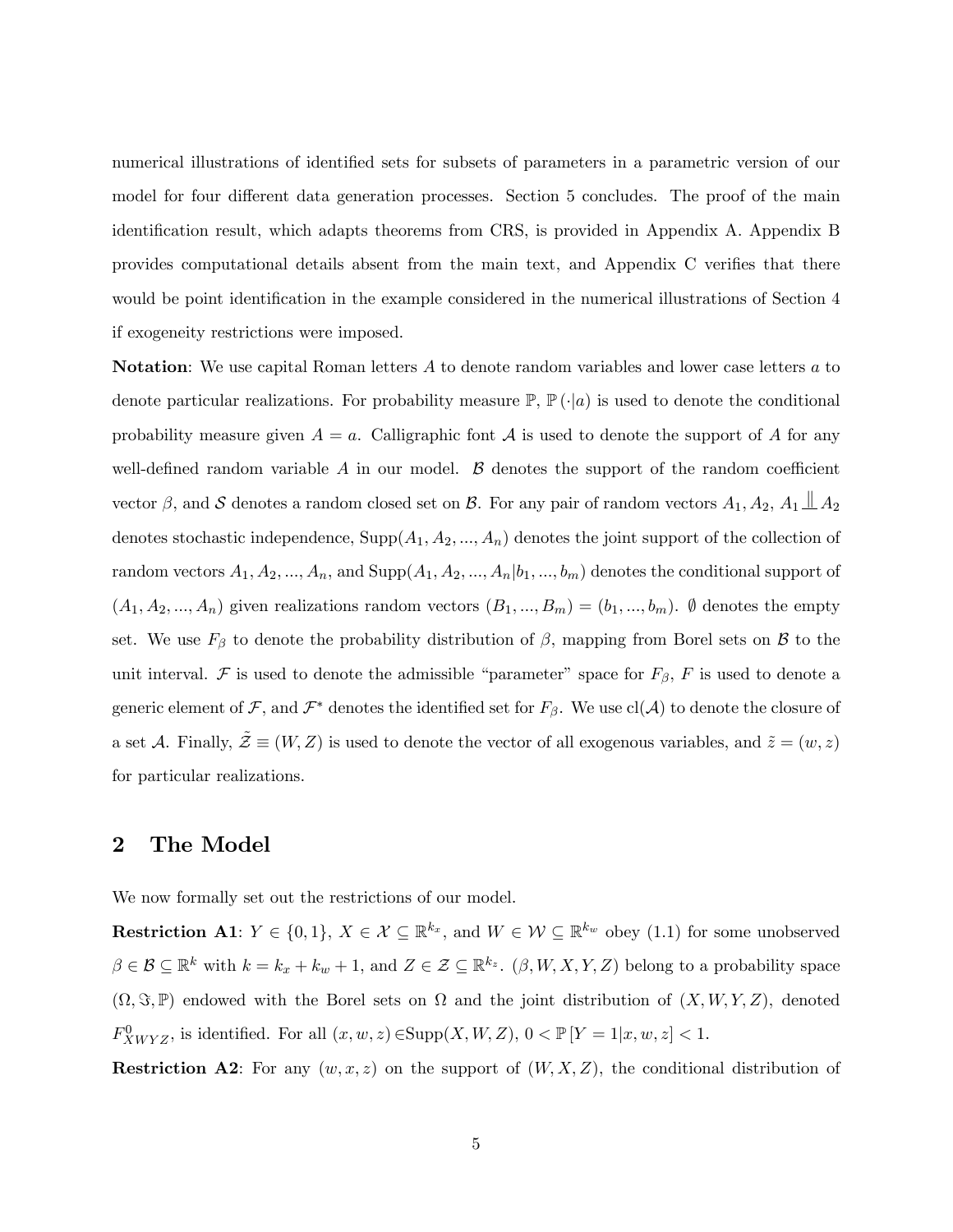numerical illustrations of identified sets for subsets of parameters in a parametric version of our model for four different data generation processes. Section 5 concludes. The proof of the main identification result, which adapts theorems from CRS, is provided in Appendix A. Appendix B provides computational details absent from the main text, and Appendix C verifies that there would be point identification in the example considered in the numerical illustrations of Section 4 if exogeneity restrictions were imposed.

**Notation**: We use capital Roman letters $A$ to denote random variables and lower case letters $a$ to denote particular realizations. For probability measure $\mathbb{P}$, $\mathbb{P}(\cdot|a)$ is used to denote the conditional probability measure given $A = a$. Calligraphic font $\mathcal{A}$ is used to denote the support of $A$ for any well-defined random variable $A$ in our model. $\mathcal{B}$ denotes the support of the random coefficient vector $\beta$, and $\mathcal{S}$ denotes a random closed set on $\mathcal{B}$. For any pair of random vectors $A_1, A_2$, $A_1 \perp\!\!\!\perp A_2$ denotes stochastic independence, $\text{Supp}(A_1, A_2, ..., A_n)$ denotes the joint support of the collection of random vectors $A_1, A_2, ..., A_n$, and $\text{Supp}(A_1, A_2, ..., A_n|b_1, ..., b_m)$ denotes the conditional support of $(A_1, A_2, ..., A_n)$ given realizations random vectors $(B_1, ..., B_m) = (b_1, ..., b_m)$. $\emptyset$ denotes the empty set. We use $F_\beta$ to denote the probability distribution of $\beta$, mapping from Borel sets on $\mathcal{B}$ to the unit interval. $\mathcal{F}$ is used to denote the admissible "parameter" space for $F_\beta$, $F$ is used to denote a generic element of $\mathcal{F}$, and $\mathcal{F}^*$ denotes the identified set for $F_\beta$. We use $\text{cl}(\mathcal{A})$ to denote the closure of a set $\mathcal{A}$. Finally, $\tilde{\mathcal{Z}} \equiv (W, Z)$ is used to denote the vector of all exogenous variables, and $\tilde{z} = (w, z)$ for particular realizations.

## 2 The Model

We now formally set out the restrictions of our model.

**Restriction A1**: $Y \in \{0, 1\}$, $X \in \mathcal{X} \subseteq \mathbb{R}^{k_x}$, and $W \in \mathcal{W} \subseteq \mathbb{R}^{k_w}$ obey (1.1) for some unobserved $\beta \in \mathcal{B} \subseteq \mathbb{R}^k$ with $k = k_x + k_w + 1$, and $Z \in \mathcal{Z} \subseteq \mathbb{R}^{k_z}$. $(\beta, W, X, Y, Z)$ belong to a probability space $(\Omega, \Im, \mathbb{P})$ endowed with the Borel sets on $\Omega$ and the joint distribution of $(X, W, Y, Z)$, denoted $F^0_{XWYZ}$, is identified. For all $(x, w, z) \in \text{Supp}(X, W, Z)$, $0 < \mathbb{P}[Y = 1|x, w, z] < 1$.

**Restriction A2**: For any $(w, x, z)$ on the support of $(W, X, Z)$, the conditional distribution of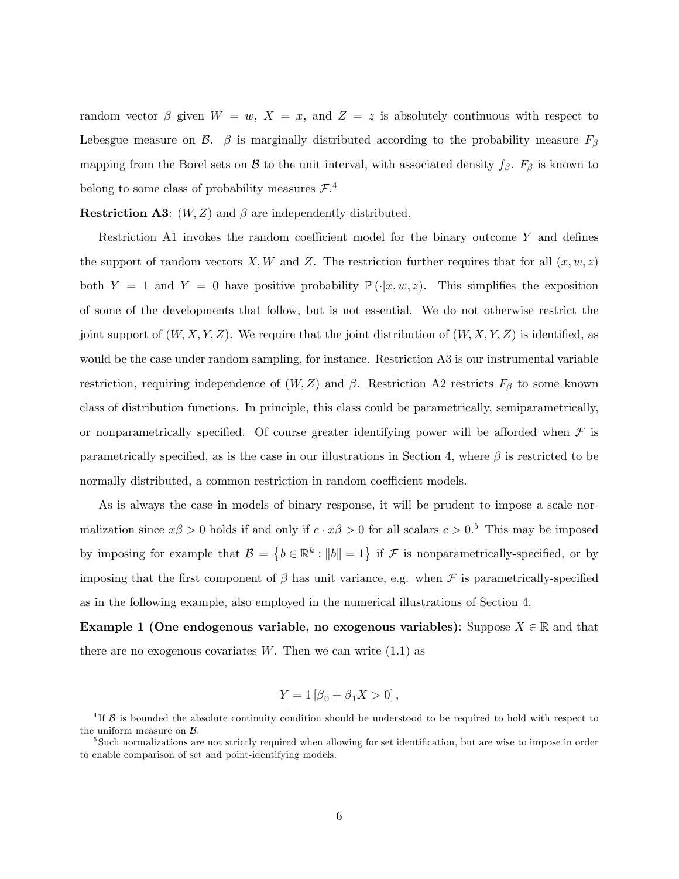random vector $\beta$ given $W = w$, $X = x$, and $Z = z$ is absolutely continuous with respect to Lebesgue measure on $\mathcal{B}$. $\beta$ is marginally distributed according to the probability measure $F_\beta$ mapping from the Borel sets on $\mathcal{B}$ to the unit interval, with associated density $f_\beta$. $F_\beta$ is known to belong to some class of probability measures $\mathcal{F}$.[4]

**Restriction A3**: $(W, Z)$ and $\beta$ are independently distributed.

Restriction A1 invokes the random coefficient model for the binary outcome $Y$ and defines the support of random vectors $X, W$ and $Z$. The restriction further requires that for all $(x, w, z)$ both $Y = 1$ and $Y = 0$ have positive probability $\mathbb{P}(\cdot|x, w, z)$. This simplifies the exposition of some of the developments that follow, but is not essential. We do not otherwise restrict the joint support of $(W, X, Y, Z)$. We require that the joint distribution of $(W, X, Y, Z)$ is identified, as would be the case under random sampling, for instance. Restriction A3 is our instrumental variable restriction, requiring independence of $(W, Z)$ and $\beta$. Restriction A2 restricts $F_\beta$ to some known class of distribution functions. In principle, this class could be parametrically, semiparametrically, or nonparametrically specified. Of course greater identifying power will be afforded when $\mathcal{F}$ is parametrically specified, as is the case in our illustrations in Section 4, where $\beta$ is restricted to be normally distributed, a common restriction in random coefficient models.

As is always the case in models of binary response, it will be prudent to impose a scale normalization since $x\beta > 0$ holds if and only if $c \cdot x\beta > 0$ for all scalars $c > 0$.[5] This may be imposed by imposing for example that $\mathcal{B} = \{b \in \mathbb{R}^k : \|b\| = 1\}$ if $\mathcal{F}$ is nonparametrically-specified, or by imposing that the first component of $\beta$ has unit variance, e.g. when $\mathcal{F}$ is parametrically-specified as in the following example, also employed in the numerical illustrations of Section 4.

**Example 1 (One endogenous variable, no exogenous variables)**: Suppose $X \in \mathbb{R}$ and that there are no exogenous covariates $W$. Then we can write (1.1) as

$$Y = 1[\beta_0 + \beta_1 X > 0],$$

[4] If $\mathcal{B}$ is bounded the absolute continuity condition should be understood to be required to hold with respect to the uniform measure on $\mathcal{B}$.

[5] Such normalizations are not strictly required when allowing for set identification, but are wise to impose in order to enable comparison of set and point-identifying models.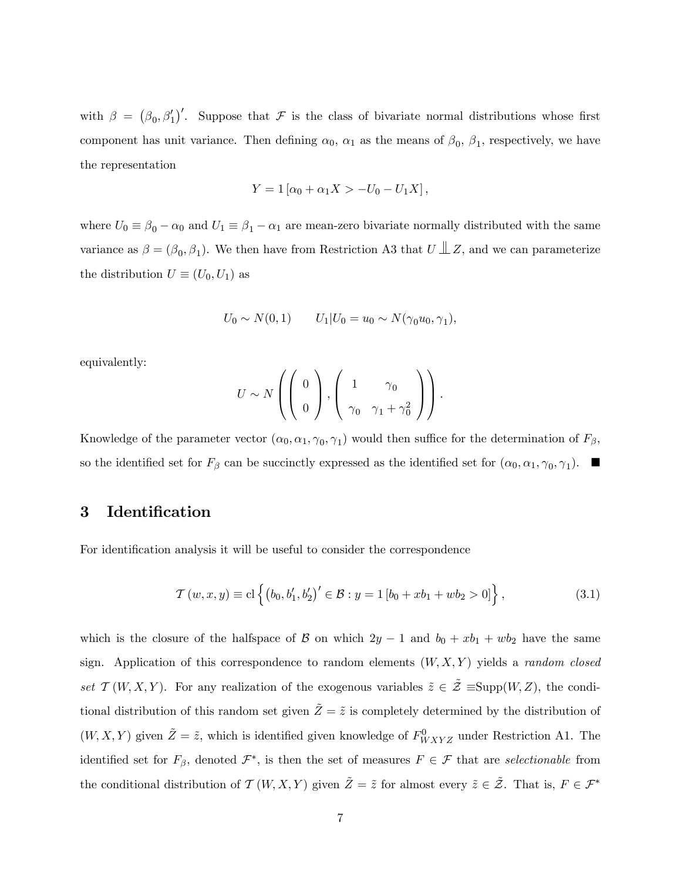with $\beta = (\beta_0, \beta_1')'$. Suppose that $\mathcal{F}$ is the class of bivariate normal distributions whose first component has unit variance. Then defining $\alpha_0$, $\alpha_1$ as the means of $\beta_0$, $\beta_1$, respectively, we have the representation

$$Y = 1\left[\alpha_0 + \alpha_1 X > -U_0 - U_1 X\right],$$

where $U_0 \equiv \beta_0 - \alpha_0$ and $U_1 \equiv \beta_1 - \alpha_1$ are mean-zero bivariate normally distributed with the same variance as $\beta = (\beta_0, \beta_1)$. We then have from Restriction A3 that $U \perp\!\!\!\perp Z$, and we can parameterize the distribution $U \equiv (U_0, U_1)$ as

$$U_0 \sim N(0,1) \qquad U_1 | U_0 = u_0 \sim N(\gamma_0 u_0, \gamma_1),$$

equivalently:

$$U \sim N\left(\left(\begin{array}{c} 0 \\ 0 \end{array}\right), \left(\begin{array}{cc} 1 & \gamma_0 \\ \gamma_0 & \gamma_1 + \gamma_0^2 \end{array}\right)\right).$$

Knowledge of the parameter vector $(\alpha_0, \alpha_1, \gamma_0, \gamma_1)$ would then suffice for the determination of $F_\beta$, so the identified set for $F_\beta$ can be succinctly expressed as the identified set for $(\alpha_0, \alpha_1, \gamma_0, \gamma_1)$. $\blacksquare$

# 3 Identification

For identification analysis it will be useful to consider the correspondence

$$\mathcal{T}(w, x, y) \equiv \text{cl}\left\{ (b_0, b_1', b_2')' \in \mathcal{B} : y = 1\left[b_0 + x b_1 + w b_2 > 0\right] \right\}, \tag{3.1}$$

which is the closure of the halfspace of $\mathcal{B}$ on which $2y - 1$ and $b_0 + x b_1 + w b_2$ have the same sign. Application of this correspondence to random elements $(W, X, Y)$ yields a *random closed set* $\mathcal{T}(W, X, Y)$. For any realization of the exogenous variables $\tilde{z} \in \tilde{\mathcal{Z}} \equiv$Supp$(W, Z)$, the conditional distribution of this random set given $\tilde{Z} = \tilde{z}$ is completely determined by the distribution of $(W, X, Y)$ given $\tilde{Z} = \tilde{z}$, which is identified given knowledge of $F^0_{WXYZ}$ under Restriction A1. The identified set for $F_\beta$, denoted $\mathcal{F}^*$, is then the set of measures $F \in \mathcal{F}$ that are *selectionable* from the conditional distribution of $\mathcal{T}(W, X, Y)$ given $\tilde{Z} = \tilde{z}$ for almost every $\tilde{z} \in \tilde{\mathcal{Z}}$. That is, $F \in \mathcal{F}^*$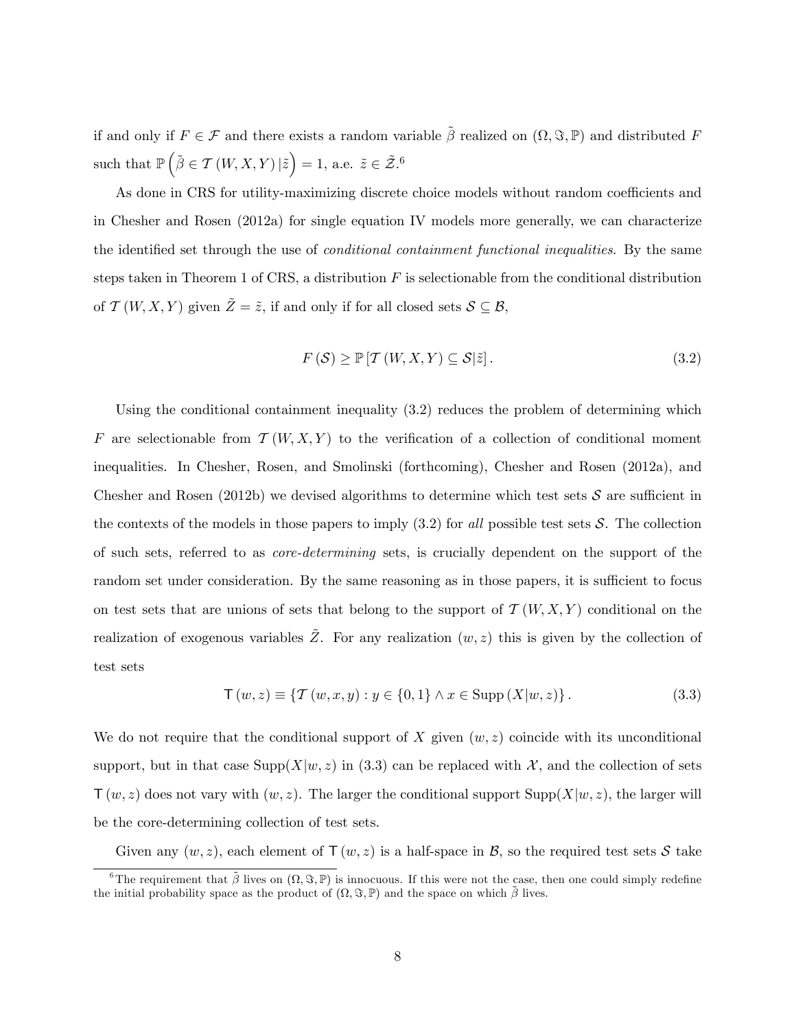if and only if $F \in \mathcal{F}$ and there exists a random variable $\tilde{\beta}$ realized on $(\Omega, \Im, \mathbb{P})$ and distributed $F$ such that $\mathbb{P}\left(\tilde{\beta} \in \mathcal{T}(W, X, Y) | \tilde{z}\right) = 1$, a.e. $\tilde{z} \in \tilde{\mathcal{Z}}$.[6]

As done in CRS for utility-maximizing discrete choice models without random coefficients and in Chesher and Rosen (2012a) for single equation IV models more generally, we can characterize the identified set through the use of *conditional containment functional inequalities*. By the same steps taken in Theorem 1 of CRS, a distribution $F$ is selectionable from the conditional distribution of $\mathcal{T}(W, X, Y)$ given $\tilde{Z} = \tilde{z}$, if and only if for all closed sets $\mathcal{S} \subseteq \mathcal{B}$,

$$F(\mathcal{S}) \geq \mathbb{P}\left[\mathcal{T}(W, X, Y) \subseteq \mathcal{S} | \tilde{z}\right]. \tag{3.2}$$

Using the conditional containment inequality (3.2) reduces the problem of determining which $F$ are selectionable from $\mathcal{T}(W, X, Y)$ to the verification of a collection of conditional moment inequalities. In Chesher, Rosen, and Smolinski (forthcoming), Chesher and Rosen (2012a), and Chesher and Rosen (2012b) we devised algorithms to determine which test sets $\mathcal{S}$ are sufficient in the contexts of the models in those papers to imply (3.2) for *all* possible test sets $\mathcal{S}$. The collection of such sets, referred to as *core-determining* sets, is crucially dependent on the support of the random set under consideration. By the same reasoning as in those papers, it is sufficient to focus on test sets that are unions of sets that belong to the support of $\mathcal{T}(W, X, Y)$ conditional on the realization of exogenous variables $\tilde{Z}$. For any realization $(w, z)$ this is given by the collection of test sets

$$\mathsf{T}(w, z) \equiv \{\mathcal{T}(w, x, y) : y \in \{0, 1\} \wedge x \in \text{Supp}(X|w, z)\}. \tag{3.3}$$

We do not require that the conditional support of $X$ given $(w, z)$ coincide with its unconditional support, but in that case $\text{Supp}(X|w, z)$ in (3.3) can be replaced with $\mathcal{X}$, and the collection of sets $\mathsf{T}(w, z)$ does not vary with $(w, z)$. The larger the conditional support $\text{Supp}(X|w, z)$, the larger will be the core-determining collection of test sets.

Given any $(w, z)$, each element of $\mathsf{T}(w, z)$ is a half-space in $\mathcal{B}$, so the required test sets $\mathcal{S}$ take

[6] The requirement that $\tilde{\beta}$ lives on $(\Omega, \Im, \mathbb{P})$ is innocuous. If this were not the case, then one could simply redefine the initial probability space as the product of $(\Omega, \Im, \mathbb{P})$ and the space on which $\tilde{\beta}$ lives.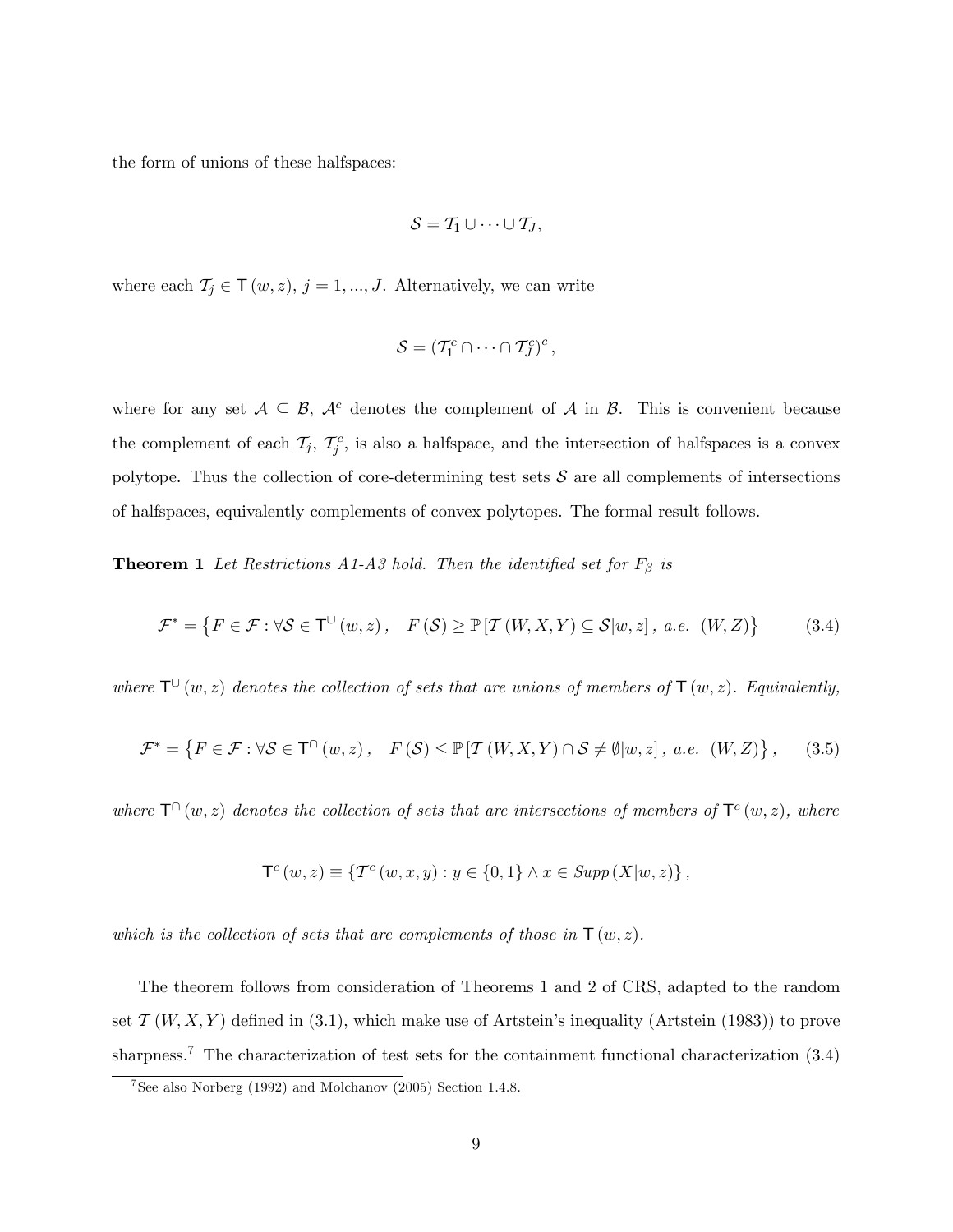the form of unions of these halfspaces:

$$\mathcal{S} = \mathcal{T}_1 \cup \cdots \cup \mathcal{T}_J,$$

where each $\mathcal{T}_j \in \mathsf{T}(w,z)$, $j = 1, ..., J$. Alternatively, we can write

$$\mathcal{S} = \left(\mathcal{T}_1^c \cap \cdots \cap \mathcal{T}_J^c\right)^c,$$

where for any set $\mathcal{A} \subseteq \mathcal{B}$, $\mathcal{A}^c$ denotes the complement of $\mathcal{A}$ in $\mathcal{B}$. This is convenient because the complement of each $\mathcal{T}_j$, $\mathcal{T}_j^c$, is also a halfspace, and the intersection of halfspaces is a convex polytope. Thus the collection of core-determining test sets $\mathcal{S}$ are all complements of intersections of halfspaces, equivalently complements of convex polytopes. The formal result follows.

**Theorem 1** *Let Restrictions A1-A3 hold. Then the identified set for $F_\beta$ is*

$$\mathcal{F}^* = \left\{F \in \mathcal{F} : \forall \mathcal{S} \in \mathsf{T}^{\cup}(w,z), \quad F(\mathcal{S}) \geq \mathbb{P}\left[\mathcal{T}(W,X,Y) \subseteq \mathcal{S} | w, z\right], \ a.e. \ (W,Z)\right\} \tag{3.4}$$

*where $\mathsf{T}^{\cup}(w,z)$ denotes the collection of sets that are unions of members of $\mathsf{T}(w,z)$. Equivalently,*

$$\mathcal{F}^* = \left\{F \in \mathcal{F} : \forall \mathcal{S} \in \mathsf{T}^{\cap}(w,z), \quad F(\mathcal{S}) \leq \mathbb{P}\left[\mathcal{T}(W,X,Y) \cap \mathcal{S} \neq \emptyset | w, z\right], \ a.e. \ (W,Z)\right\}, \tag{3.5}$$

*where $\mathsf{T}^{\cap}(w,z)$ denotes the collection of sets that are intersections of members of $\mathsf{T}^c(w,z)$, where*

$$\mathsf{T}^c(w,z) \equiv \left\{\mathcal{T}^c(w,x,y) : y \in \{0,1\} \wedge x \in Supp(X|w,z)\right\},$$

*which is the collection of sets that are complements of those in $\mathsf{T}(w,z)$.*

The theorem follows from consideration of Theorems 1 and 2 of CRS, adapted to the random set $\mathcal{T}(W,X,Y)$ defined in (3.1), which make use of Artstein's inequality (Artstein (1983)) to prove sharpness.[7] The characterization of test sets for the containment functional characterization (3.4)

[7] See also Norberg (1992) and Molchanov (2005) Section 1.4.8.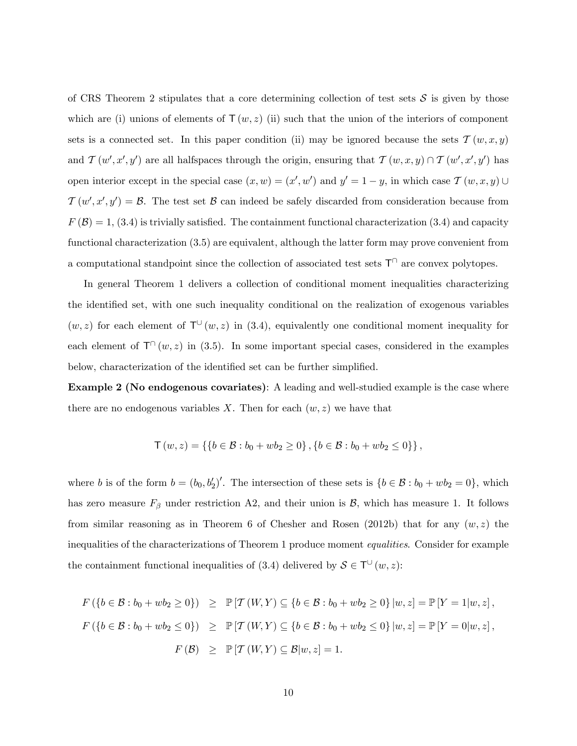of CRS Theorem 2 stipulates that a core determining collection of test sets $\mathcal{S}$ is given by those which are (i) unions of elements of $\mathsf{T}(w,z)$ (ii) such that the union of the interiors of component sets is a connected set. In this paper condition (ii) may be ignored because the sets $\mathcal{T}(w,x,y)$ and $\mathcal{T}(w',x',y')$ are all halfspaces through the origin, ensuring that $\mathcal{T}(w,x,y) \cap \mathcal{T}(w',x',y')$ has open interior except in the special case $(x,w) = (x',w')$ and $y' = 1-y$, in which case $\mathcal{T}(w,x,y) \cup \mathcal{T}(w',x',y') = \mathcal{B}$. The test set $\mathcal{B}$ can indeed be safely discarded from consideration because from $F(\mathcal{B}) = 1$, (3.4) is trivially satisfied. The containment functional characterization (3.4) and capacity functional characterization (3.5) are equivalent, although the latter form may prove convenient from a computational standpoint since the collection of associated test sets $\mathsf{T}^{\cap}$ are convex polytopes.

In general Theorem 1 delivers a collection of conditional moment inequalities characterizing the identified set, with one such inequality conditional on the realization of exogenous variables $(w,z)$ for each element of $\mathsf{T}^{\cup}(w,z)$ in (3.4), equivalently one conditional moment inequality for each element of $\mathsf{T}^{\cap}(w,z)$ in (3.5). In some important special cases, considered in the examples below, characterization of the identified set can be further simplified.

**Example 2 (No endogenous covariates)**: A leading and well-studied example is the case where there are no endogenous variables $X$. Then for each $(w,z)$ we have that

$$\mathsf{T}(w,z) = \{\{b \in \mathcal{B} : b_0 + wb_2 \geq 0\}, \{b \in \mathcal{B} : b_0 + wb_2 \leq 0\}\},$$

where $b$ is of the form $b = (b_0, b_2')'$. The intersection of these sets is $\{b \in \mathcal{B} : b_0 + wb_2 = 0\}$, which has zero measure $F_\beta$ under restriction A2, and their union is $\mathcal{B}$, which has measure 1. It follows from similar reasoning as in Theorem 6 of Chesher and Rosen (2012b) that for any $(w,z)$ the inequalities of the characterizations of Theorem 1 produce moment *equalities*. Consider for example the containment functional inequalities of (3.4) delivered by $\mathcal{S} \in \mathsf{T}^{\cup}(w,z)$:

$$\begin{aligned}
F(\{b \in \mathcal{B} : b_0 + wb_2 \geq 0\}) &\geq \mathbb{P}[\mathcal{T}(W,Y) \subseteq \{b \in \mathcal{B} : b_0 + wb_2 \geq 0\} | w,z] = \mathbb{P}[Y=1|w,z], \\
F(\{b \in \mathcal{B} : b_0 + wb_2 \leq 0\}) &\geq \mathbb{P}[\mathcal{T}(W,Y) \subseteq \{b \in \mathcal{B} : b_0 + wb_2 \leq 0\} | w,z] = \mathbb{P}[Y=0|w,z], \\
F(\mathcal{B}) &\geq \mathbb{P}[\mathcal{T}(W,Y) \subseteq \mathcal{B} | w,z] = 1.
\end{aligned}$$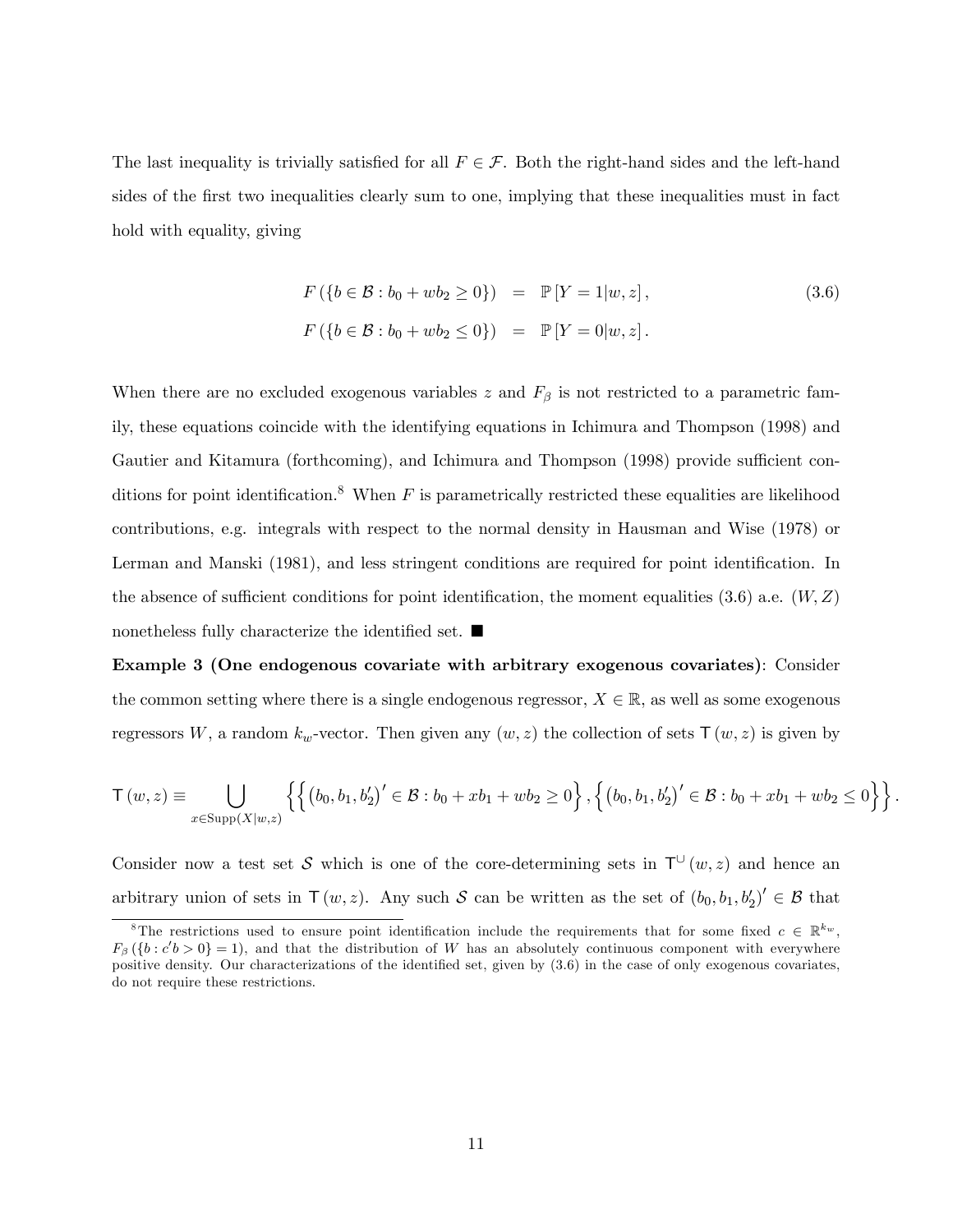The last inequality is trivially satisfied for all $F \in \mathcal{F}$. Both the right-hand sides and the left-hand sides of the first two inequalities clearly sum to one, implying that these inequalities must in fact hold with equality, giving

$$
\begin{aligned}
F\left(\{b \in \mathcal{B} : b_0 + wb_2 \geq 0\}\right) &= \mathbb{P}\left[Y = 1 | w, z\right], \\
F\left(\{b \in \mathcal{B} : b_0 + wb_2 \leq 0\}\right) &= \mathbb{P}\left[Y = 0 | w, z\right].
\end{aligned} \tag{3.6}
$$

When there are no excluded exogenous variables $z$ and $F_\beta$ is not restricted to a parametric family, these equations coincide with the identifying equations in Ichimura and Thompson (1998) and Gautier and Kitamura (forthcoming), and Ichimura and Thompson (1998) provide sufficient conditions for point identification.[8] When $F$ is parametrically restricted these equalities are likelihood contributions, e.g. integrals with respect to the normal density in Hausman and Wise (1978) or Lerman and Manski (1981), and less stringent conditions are required for point identification. In the absence of sufficient conditions for point identification, the moment equalities (3.6) a.e. $(W, Z)$ nonetheless fully characterize the identified set. ■

**Example 3 (One endogenous covariate with arbitrary exogenous covariates)**: Consider the common setting where there is a single endogenous regressor, $X \in \mathbb{R}$, as well as some exogenous regressors $W$, a random $k_w$-vector. Then given any $(w, z)$ the collection of sets $\mathsf{T}(w, z)$ is given by

$$
\mathsf{T}(w, z) \equiv \bigcup_{x \in \mathrm{Supp}(X|w,z)} \left\{ \left\{ (b_0, b_1, b_2')' \in \mathcal{B} : b_0 + xb_1 + wb_2 \geq 0 \right\}, \left\{ (b_0, b_1, b_2')' \in \mathcal{B} : b_0 + xb_1 + wb_2 \leq 0 \right\} \right\}.
$$

Consider now a test set $\mathcal{S}$ which is one of the core-determining sets in $\mathsf{T}^{\cup}(w, z)$ and hence an arbitrary union of sets in $\mathsf{T}(w, z)$. Any such $\mathcal{S}$ can be written as the set of $(b_0, b_1, b_2')' \in \mathcal{B}$ that

[8] The restrictions used to ensure point identification include the requirements that for some fixed $c \in \mathbb{R}^{k_w}$, $F_\beta(\{b : c'b > 0\} = 1)$, and that the distribution of $W$ has an absolutely continuous component with everywhere positive density. Our characterizations of the identified set, given by (3.6) in the case of only exogenous covariates, do not require these restrictions.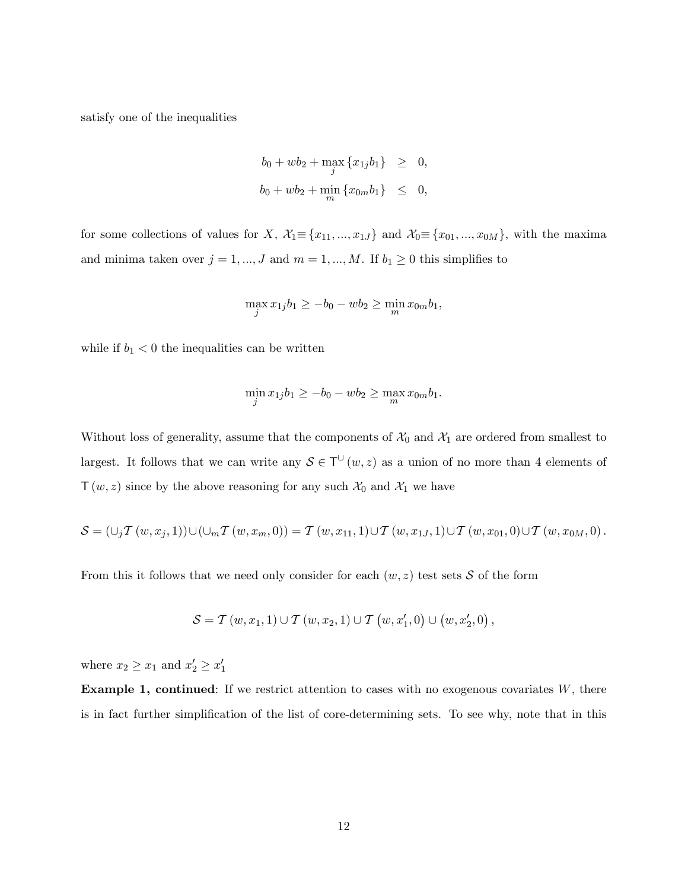satisfy one of the inequalities

$$\begin{aligned} b_0 + wb_2 + \max_j \{x_{1j} b_1\} &\geq 0, \\ b_0 + wb_2 + \min_m \{x_{0m} b_1\} &\leq 0, \end{aligned}$$

for some collections of values for $X$, $\mathcal{X}_1 \equiv \{x_{11}, ..., x_{1J}\}$ and $\mathcal{X}_0 \equiv \{x_{01}, ..., x_{0M}\}$, with the maxima and minima taken over $j = 1, ..., J$ and $m = 1, ..., M$. If $b_1 \geq 0$ this simplifies to

$$\max_j x_{1j} b_1 \geq -b_0 - wb_2 \geq \min_m x_{0m} b_1,$$

while if $b_1 < 0$ the inequalities can be written

$$\min_j x_{1j} b_1 \geq -b_0 - wb_2 \geq \max_m x_{0m} b_1.$$

Without loss of generality, assume that the components of $\mathcal{X}_0$ and $\mathcal{X}_1$ are ordered from smallest to largest. It follows that we can write any $\mathcal{S} \in \mathsf{T}^{\cup}(w, z)$ as a union of no more than 4 elements of $\mathsf{T}(w, z)$ since by the above reasoning for any such $\mathcal{X}_0$ and $\mathcal{X}_1$ we have

$$\mathcal{S} = (\cup_j \mathcal{T}(w, x_j, 1)) \cup (\cup_m \mathcal{T}(w, x_m, 0)) = \mathcal{T}(w, x_{11}, 1) \cup \mathcal{T}(w, x_{1J}, 1) \cup \mathcal{T}(w, x_{01}, 0) \cup \mathcal{T}(w, x_{0M}, 0).$$

From this it follows that we need only consider for each $(w, z)$ test sets $\mathcal{S}$ of the form

$$\mathcal{S} = \mathcal{T}(w, x_1, 1) \cup \mathcal{T}(w, x_2, 1) \cup \mathcal{T}(w, x_1', 0) \cup (w, x_2', 0),$$

where $x_2 \geq x_1$ and $x_2' \geq x_1'$

**Example 1, continued**: If we restrict attention to cases with no exogenous covariates $W$, there is in fact further simplification of the list of core-determining sets. To see why, note that in this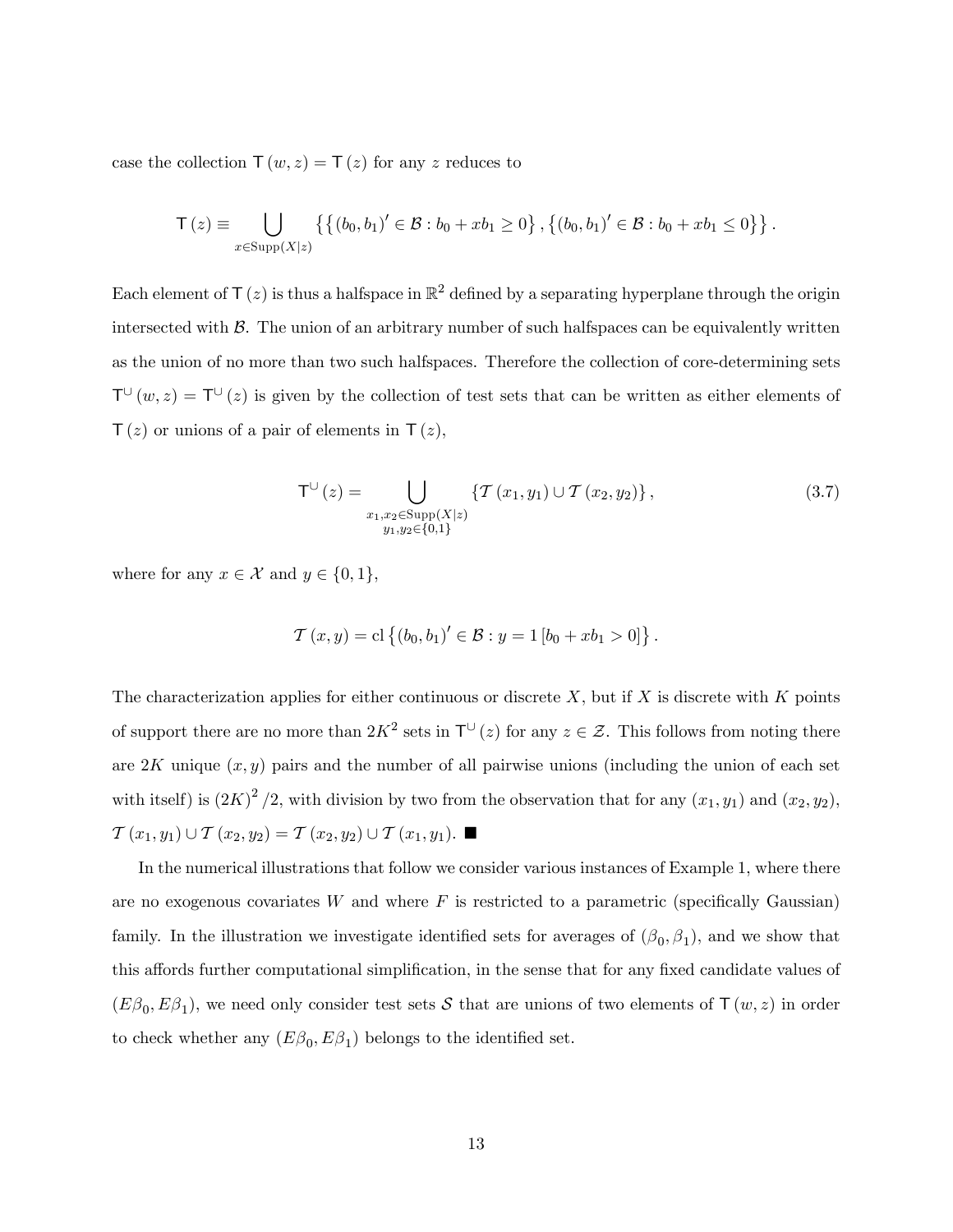case the collection $\mathsf{T}(w,z) = \mathsf{T}(z)$ for any $z$ reduces to

$$\mathsf{T}(z) \equiv \bigcup_{x \in \text{Supp}(X|z)} \left\{ \left\{ (b_0, b_1)' \in \mathcal{B} : b_0 + xb_1 \geq 0 \right\}, \left\{ (b_0, b_1)' \in \mathcal{B} : b_0 + xb_1 \leq 0 \right\} \right\}.$$

Each element of $\mathsf{T}(z)$ is thus a halfspace in $\mathbb{R}^2$ defined by a separating hyperplane through the origin intersected with $\mathcal{B}$. The union of an arbitrary number of such halfspaces can be equivalently written as the union of no more than two such halfspaces. Therefore the collection of core-determining sets $\mathsf{T}^{\cup}(w,z) = \mathsf{T}^{\cup}(z)$ is given by the collection of test sets that can be written as either elements of $\mathsf{T}(z)$ or unions of a pair of elements in $\mathsf{T}(z)$,

$$\mathsf{T}^{\cup}(z) = \bigcup_{\substack{x_1, x_2 \in \text{Supp}(X|z) \\ y_1, y_2 \in \{0,1\}}} \left\{ \mathcal{T}(x_1, y_1) \cup \mathcal{T}(x_2, y_2) \right\}, \tag{3.7}$$

where for any $x \in \mathcal{X}$ and $y \in \{0,1\}$,

$$\mathcal{T}(x,y) = \text{cl} \left\{ (b_0, b_1)' \in \mathcal{B} : y = 1 \left[ b_0 + xb_1 > 0 \right] \right\}.$$

The characterization applies for either continuous or discrete $X$, but if $X$ is discrete with $K$ points of support there are no more than $2K^2$ sets in $\mathsf{T}^{\cup}(z)$ for any $z \in \mathcal{Z}$. This follows from noting there are $2K$ unique $(x,y)$ pairs and the number of all pairwise unions (including the union of each set with itself) is $(2K)^2/2$, with division by two from the observation that for any $(x_1, y_1)$ and $(x_2, y_2)$, $\mathcal{T}(x_1, y_1) \cup \mathcal{T}(x_2, y_2) = \mathcal{T}(x_2, y_2) \cup \mathcal{T}(x_1, y_1)$. ■

In the numerical illustrations that follow we consider various instances of Example 1, where there are no exogenous covariates $W$ and where $F$ is restricted to a parametric (specifically Gaussian) family. In the illustration we investigate identified sets for averages of $(\beta_0, \beta_1)$, and we show that this affords further computational simplification, in the sense that for any fixed candidate values of $(E\beta_0, E\beta_1)$, we need only consider test sets $\mathcal{S}$ that are unions of two elements of $\mathsf{T}(w,z)$ in order to check whether any $(E\beta_0, E\beta_1)$ belongs to the identified set.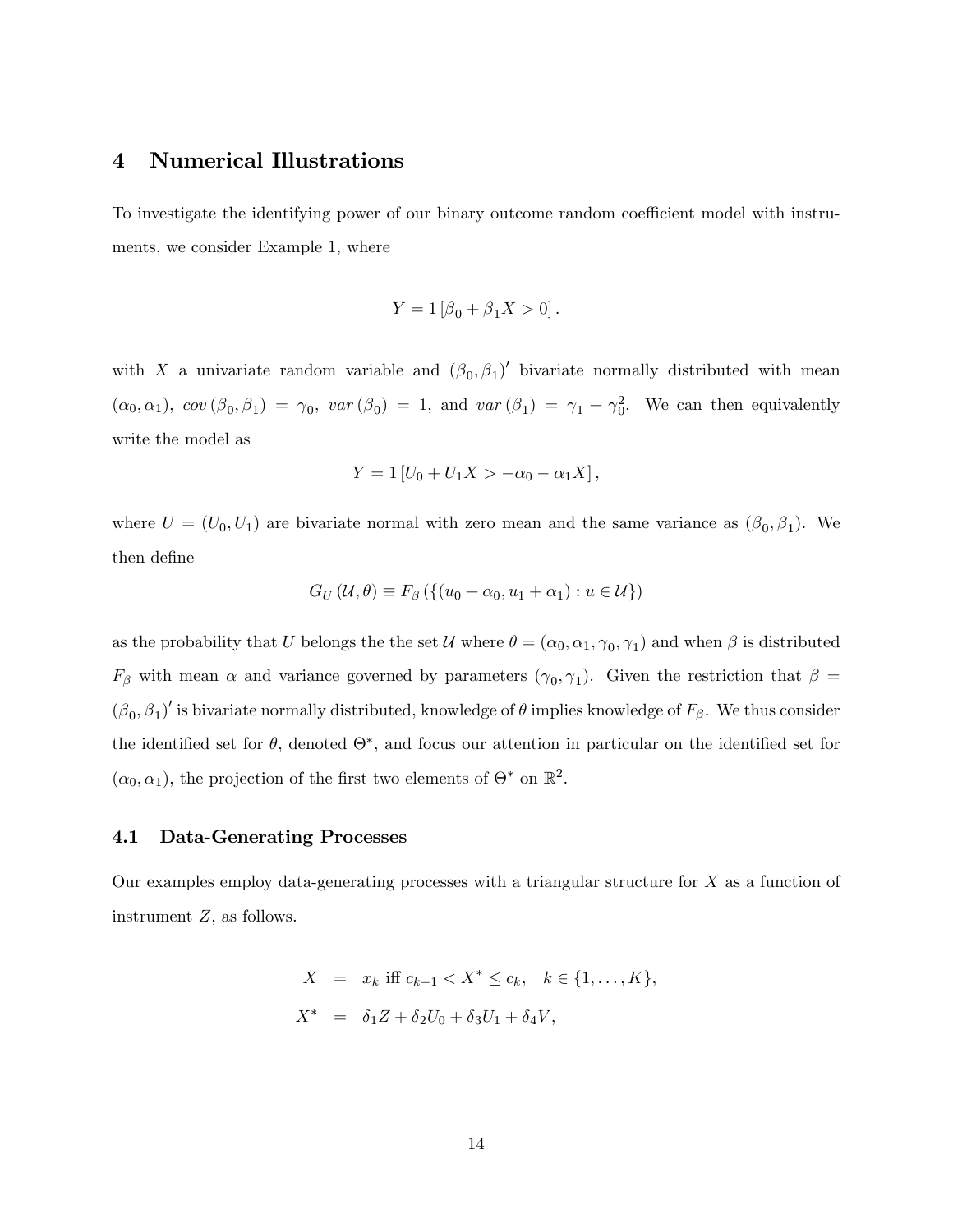## 4 Numerical Illustrations

To investigate the identifying power of our binary outcome random coefficient model with instruments, we consider Example 1, where

$$Y = 1\left[\beta_0 + \beta_1 X > 0\right].$$

with $X$ a univariate random variable and $(\beta_0, \beta_1)'$ bivariate normally distributed with mean $(\alpha_0, \alpha_1)$, $cov(\beta_0, \beta_1) = \gamma_0$, $var(\beta_0) = 1$, and $var(\beta_1) = \gamma_1 + \gamma_0^2$. We can then equivalently write the model as

$$Y = 1\left[U_0 + U_1 X > -\alpha_0 - \alpha_1 X\right],$$

where $U = (U_0, U_1)$ are bivariate normal with zero mean and the same variance as $(\beta_0, \beta_1)$. We then define

$$G_U(\mathcal{U}, \theta) \equiv F_\beta\left(\{(u_0 + \alpha_0, u_1 + \alpha_1) : u \in \mathcal{U}\}\right)$$

as the probability that $U$ belongs the the set $\mathcal{U}$ where $\theta = (\alpha_0, \alpha_1, \gamma_0, \gamma_1)$ and when $\beta$ is distributed $F_\beta$ with mean $\alpha$ and variance governed by parameters $(\gamma_0, \gamma_1)$. Given the restriction that $\beta = (\beta_0, \beta_1)'$ is bivariate normally distributed, knowledge of $\theta$ implies knowledge of $F_\beta$. We thus consider the identified set for $\theta$, denoted $\Theta^*$, and focus our attention in particular on the identified set for $(\alpha_0, \alpha_1)$, the projection of the first two elements of $\Theta^*$ on $\mathbb{R}^2$.

### 4.1 Data-Generating Processes

Our examples employ data-generating processes with a triangular structure for $X$ as a function of instrument $Z$, as follows.

$$\begin{aligned} X &= x_k \text{ iff } c_{k-1} < X^* \leq c_k, \quad k \in \{1, \ldots, K\}, \\ X^* &= \delta_1 Z + \delta_2 U_0 + \delta_3 U_1 + \delta_4 V, \end{aligned}$$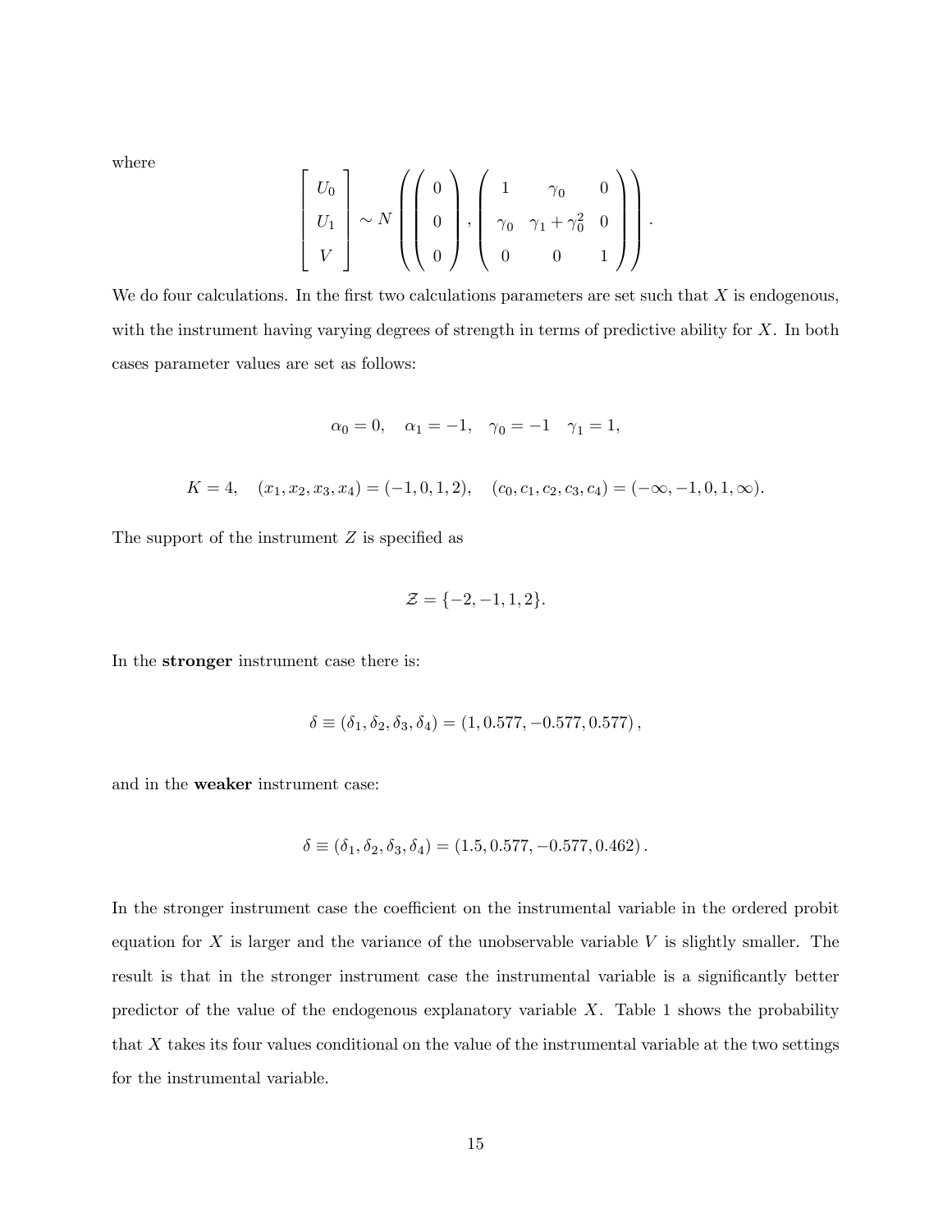where

$$
\begin{bmatrix} U_0 \\ U_1 \\ V \end{bmatrix} \sim N \left( \begin{pmatrix} 0 \\ 0 \\ 0 \end{pmatrix}, \begin{pmatrix} 1 & \gamma_0 & 0 \\ \gamma_0 & \gamma_1 + \gamma_0^2 & 0 \\ 0 & 0 & 1 \end{pmatrix} \right).
$$

We do four calculations. In the first two calculations parameters are set such that $X$ is endogenous, with the instrument having varying degrees of strength in terms of predictive ability for $X$. In both cases parameter values are set as follows:

$$
\alpha_0 = 0, \quad \alpha_1 = -1, \quad \gamma_0 = -1 \quad \gamma_1 = 1,
$$

$$
K = 4, \quad (x_1, x_2, x_3, x_4) = (-1, 0, 1, 2), \quad (c_0, c_1, c_2, c_3, c_4) = (-\infty, -1, 0, 1, \infty).
$$

The support of the instrument $Z$ is specified as

$$
\mathcal{Z} = \{-2, -1, 1, 2\}.
$$

In the **stronger** instrument case there is:

$$
\delta \equiv (\delta_1, \delta_2, \delta_3, \delta_4) = (1, 0.577, -0.577, 0.577),
$$

and in the **weaker** instrument case:

$$
\delta \equiv (\delta_1, \delta_2, \delta_3, \delta_4) = (1.5, 0.577, -0.577, 0.462).
$$

In the stronger instrument case the coefficient on the instrumental variable in the ordered probit equation for $X$ is larger and the variance of the unobservable variable $V$ is slightly smaller. The result is that in the stronger instrument case the instrumental variable is a significantly better predictor of the value of the endogenous explanatory variable $X$. Table 1 shows the probability that $X$ takes its four values conditional on the value of the instrumental variable at the two settings for the instrumental variable.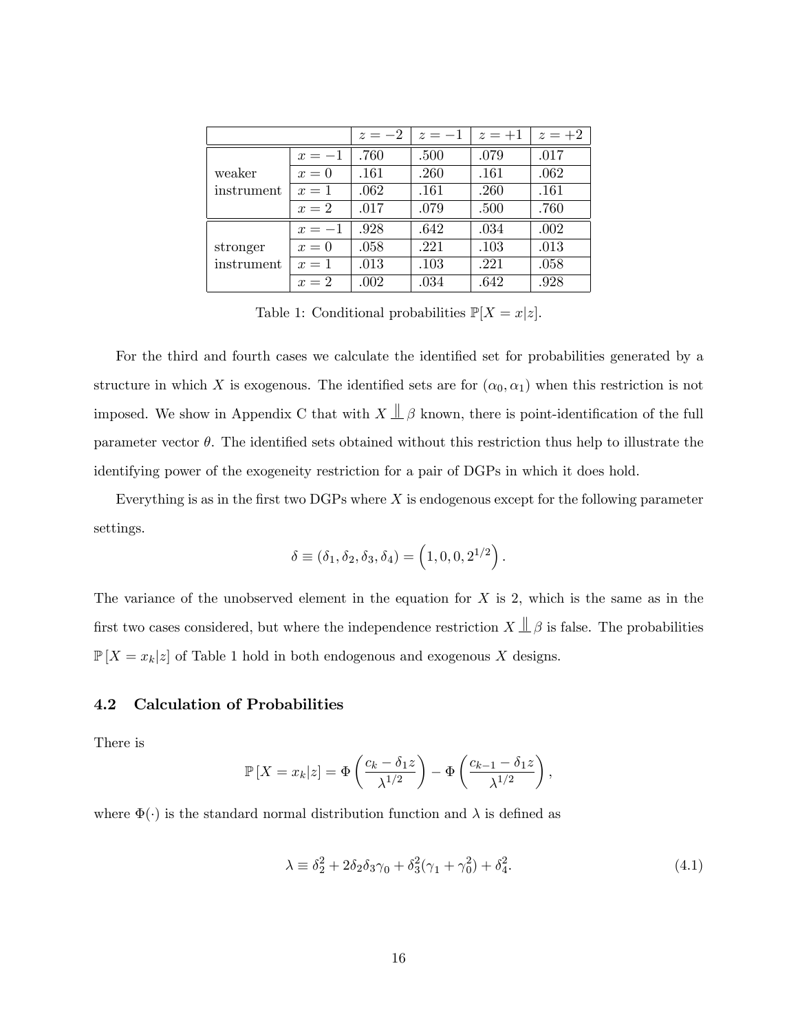| | | $z=-2$ | $z=-1$ | $z=+1$ | $z=+2$ |
|---|---|---|---|---|---|
| weaker instrument | $x=-1$ | .760 | .500 | .079 | .017 |
| | $x=0$ | .161 | .260 | .161 | .062 |
| | $x=1$ | .062 | .161 | .260 | .161 |
| | $x=2$ | .017 | .079 | .500 | .760 |
| stronger instrument | $x=-1$ | .928 | .642 | .034 | .002 |
| | $x=0$ | .058 | .221 | .103 | .013 |
| | $x=1$ | .013 | .103 | .221 | .058 |
| | $x=2$ | .002 | .034 | .642 | .928 |

Table 1: Conditional probabilities $\mathbb{P}[X = x|z]$.

For the third and fourth cases we calculate the identified set for probabilities generated by a structure in which $X$ is exogenous. The identified sets are for $(\alpha_0, \alpha_1)$ when this restriction is not imposed. We show in Appendix C that with $X \perp\!\!\!\perp \beta$ known, there is point-identification of the full parameter vector $\theta$. The identified sets obtained without this restriction thus help to illustrate the identifying power of the exogeneity restriction for a pair of DGPs in which it does hold.

Everything is as in the first two DGPs where $X$ is endogenous except for the following parameter settings.

$$\delta \equiv (\delta_1, \delta_2, \delta_3, \delta_4) = \left(1, 0, 0, 2^{1/2}\right).$$

The variance of the unobserved element in the equation for $X$ is 2, which is the same as in the first two cases considered, but where the independence restriction $X \perp\!\!\!\perp \beta$ is false. The probabilities $\mathbb{P}[X = x_k|z]$ of Table 1 hold in both endogenous and exogenous $X$ designs.

### 4.2 Calculation of Probabilities

There is

$$\mathbb{P}[X = x_k|z] = \Phi\left(\frac{c_k - \delta_1 z}{\lambda^{1/2}}\right) - \Phi\left(\frac{c_{k-1} - \delta_1 z}{\lambda^{1/2}}\right),$$

where $\Phi(\cdot)$ is the standard normal distribution function and $\lambda$ is defined as

$$\lambda \equiv \delta_2^2 + 2\delta_2\delta_3\gamma_0 + \delta_3^2(\gamma_1 + \gamma_0^2) + \delta_4^2. \tag{4.1}$$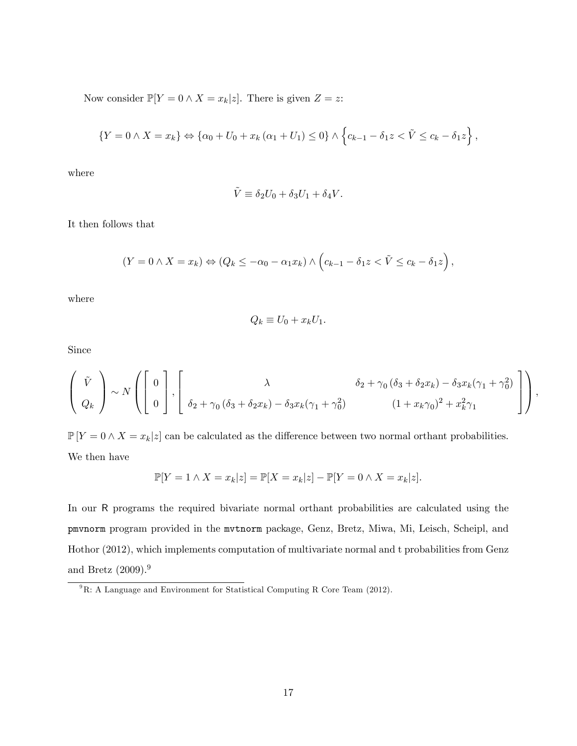Now consider $\mathbb{P}[Y = 0 \wedge X = x_k | z]$. There is given $Z = z$:

$$\{Y = 0 \wedge X = x_k\} \Leftrightarrow \{\alpha_0 + U_0 + x_k (\alpha_1 + U_1) \leq 0\} \wedge \left\{c_{k-1} - \delta_1 z < \tilde{V} \leq c_k - \delta_1 z\right\},$$

where

$$\tilde{V} \equiv \delta_2 U_0 + \delta_3 U_1 + \delta_4 V.$$

It then follows that

$$(Y = 0 \wedge X = x_k) \Leftrightarrow (Q_k \leq -\alpha_0 - \alpha_1 x_k) \wedge \left(c_{k-1} - \delta_1 z < \tilde{V} \leq c_k - \delta_1 z\right),$$

where

$$Q_k \equiv U_0 + x_k U_1.$$

Since

$$\left( \begin{array}{c} \tilde{V} \\ Q_k \end{array} \right) \sim N \left( \left[ \begin{array}{c} 0 \\ 0 \end{array} \right], \left[ \begin{array}{cc} \lambda & \delta_2 + \gamma_0 (\delta_3 + \delta_2 x_k) - \delta_3 x_k (\gamma_1 + \gamma_0^2) \\ \delta_2 + \gamma_0 (\delta_3 + \delta_2 x_k) - \delta_3 x_k (\gamma_1 + \gamma_0^2) & (1 + x_k \gamma_0)^2 + x_k^2 \gamma_1 \end{array} \right] \right),$$

$\mathbb{P}[Y = 0 \wedge X = x_k | z]$ can be calculated as the difference between two normal orthant probabilities. We then have

$$\mathbb{P}[Y = 1 \wedge X = x_k | z] = \mathbb{P}[X = x_k | z] - \mathbb{P}[Y = 0 \wedge X = x_k | z].$$

In our R programs the required bivariate normal orthant probabilities are calculated using the `pmvnorm` program provided in the `mvtnorm` package, Genz, Bretz, Miwa, Mi, Leisch, Scheipl, and Hothor (2012), which implements computation of multivariate normal and t probabilities from Genz and Bretz (2009).[9]

[9] R: A Language and Environment for Statistical Computing R Core Team (2012).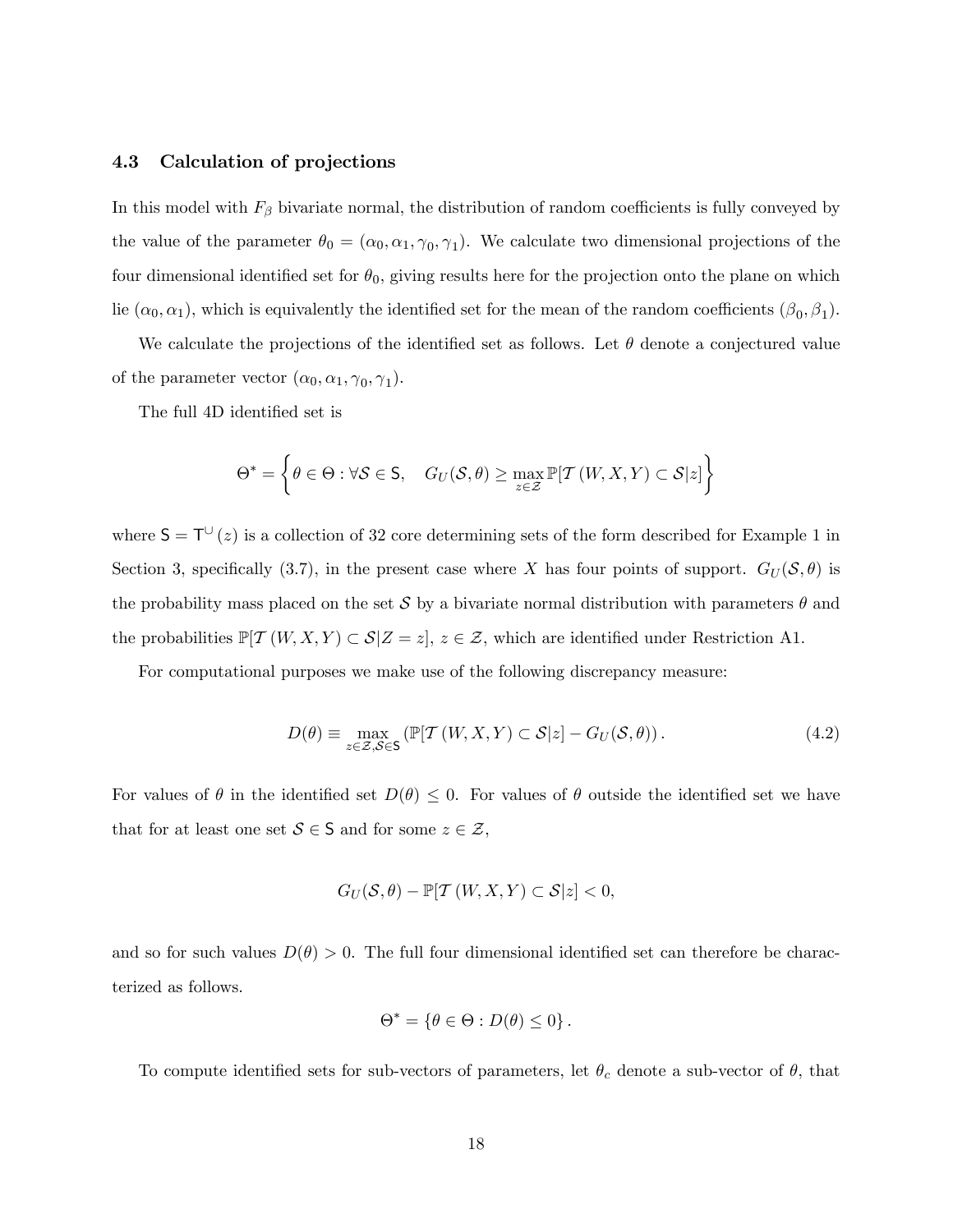### 4.3 Calculation of projections

In this model with $F_\beta$ bivariate normal, the distribution of random coefficients is fully conveyed by the value of the parameter $\theta_0 = (\alpha_0, \alpha_1, \gamma_0, \gamma_1)$. We calculate two dimensional projections of the four dimensional identified set for $\theta_0$, giving results here for the projection onto the plane on which lie $(\alpha_0, \alpha_1)$, which is equivalently the identified set for the mean of the random coefficients $(\beta_0, \beta_1)$.

We calculate the projections of the identified set as follows. Let $\theta$ denote a conjectured value of the parameter vector $(\alpha_0, \alpha_1, \gamma_0, \gamma_1)$.

The full 4D identified set is

$$\Theta^* = \left\{ \theta \in \Theta : \forall \mathcal{S} \in \mathsf{S}, \quad G_U(\mathcal{S}, \theta) \geq \max_{z \in \mathcal{Z}} \mathbb{P}[\mathcal{T}(W, X, Y) \subset \mathcal{S} | z] \right\}$$

where $\mathsf{S} = \mathsf{T}^{\cup}(z)$ is a collection of 32 core determining sets of the form described for Example 1 in Section 3, specifically (3.7), in the present case where $X$ has four points of support. $G_U(\mathcal{S}, \theta)$ is the probability mass placed on the set $\mathcal{S}$ by a bivariate normal distribution with parameters $\theta$ and the probabilities $\mathbb{P}[\mathcal{T}(W, X, Y) \subset \mathcal{S} | Z = z]$, $z \in \mathcal{Z}$, which are identified under Restriction A1.

For computational purposes we make use of the following discrepancy measure:

$$D(\theta) \equiv \max_{z \in \mathcal{Z}, \mathcal{S} \in \mathsf{S}} \left( \mathbb{P}[\mathcal{T}(W, X, Y) \subset \mathcal{S} | z] - G_U(\mathcal{S}, \theta) \right). \tag{4.2}$$

For values of $\theta$ in the identified set $D(\theta) \leq 0$. For values of $\theta$ outside the identified set we have that for at least one set $\mathcal{S} \in \mathsf{S}$ and for some $z \in \mathcal{Z}$,

$$G_U(\mathcal{S}, \theta) - \mathbb{P}[\mathcal{T}(W, X, Y) \subset \mathcal{S} | z] < 0,$$

and so for such values $D(\theta) > 0$. The full four dimensional identified set can therefore be characterized as follows.

$$\Theta^* = \{ \theta \in \Theta : D(\theta) \leq 0 \}.$$

To compute identified sets for sub-vectors of parameters, let $\theta_c$ denote a sub-vector of $\theta$, that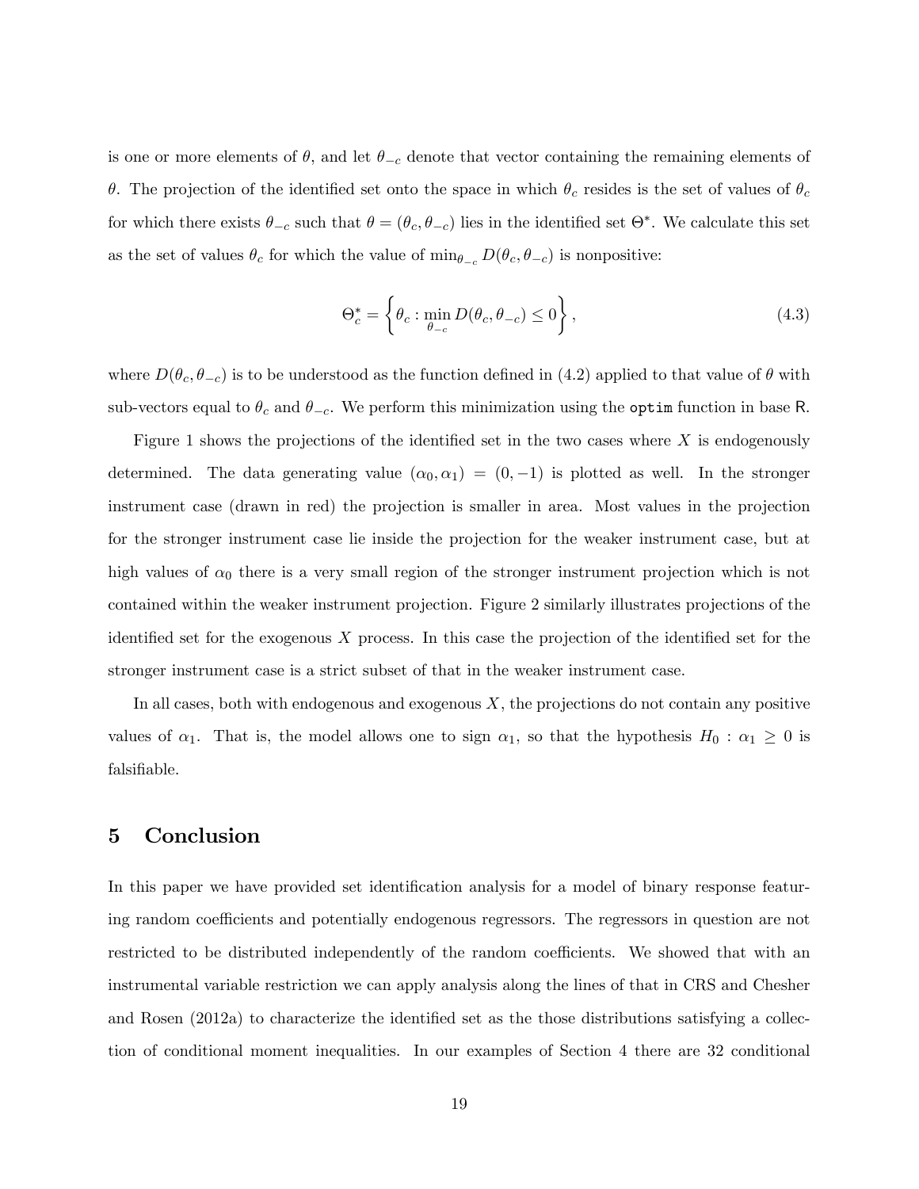is one or more elements of $\theta$, and let $\theta_{-c}$ denote that vector containing the remaining elements of $\theta$. The projection of the identified set onto the space in which $\theta_c$ resides is the set of values of $\theta_c$ for which there exists $\theta_{-c}$ such that $\theta = (\theta_c, \theta_{-c})$ lies in the identified set $\Theta^*$. We calculate this set as the set of values $\theta_c$ for which the value of $\min_{\theta_{-c}} D(\theta_c, \theta_{-c})$ is nonpositive:

$$\Theta_c^* = \left\{ \theta_c : \min_{\theta_{-c}} D(\theta_c, \theta_{-c}) \leq 0 \right\}, \tag{4.3}$$

where $D(\theta_c, \theta_{-c})$ is to be understood as the function defined in (4.2) applied to that value of $\theta$ with sub-vectors equal to $\theta_c$ and $\theta_{-c}$. We perform this minimization using the `optim` function in base R.

Figure 1 shows the projections of the identified set in the two cases where $X$ is endogenously determined. The data generating value $(\alpha_0, \alpha_1) = (0, -1)$ is plotted as well. In the stronger instrument case (drawn in red) the projection is smaller in area. Most values in the projection for the stronger instrument case lie inside the projection for the weaker instrument case, but at high values of $\alpha_0$ there is a very small region of the stronger instrument projection which is not contained within the weaker instrument projection. Figure 2 similarly illustrates projections of the identified set for the exogenous $X$ process. In this case the projection of the identified set for the stronger instrument case is a strict subset of that in the weaker instrument case.

In all cases, both with endogenous and exogenous $X$, the projections do not contain any positive values of $\alpha_1$. That is, the model allows one to sign $\alpha_1$, so that the hypothesis $H_0 : \alpha_1 \geq 0$ is falsifiable.

## 5 Conclusion

In this paper we have provided set identification analysis for a model of binary response featuring random coefficients and potentially endogenous regressors. The regressors in question are not restricted to be distributed independently of the random coefficients. We showed that with an instrumental variable restriction we can apply analysis along the lines of that in CRS and Chesher and Rosen (2012a) to characterize the identified set as the those distributions satisfying a collection of conditional moment inequalities. In our examples of Section 4 there are 32 conditional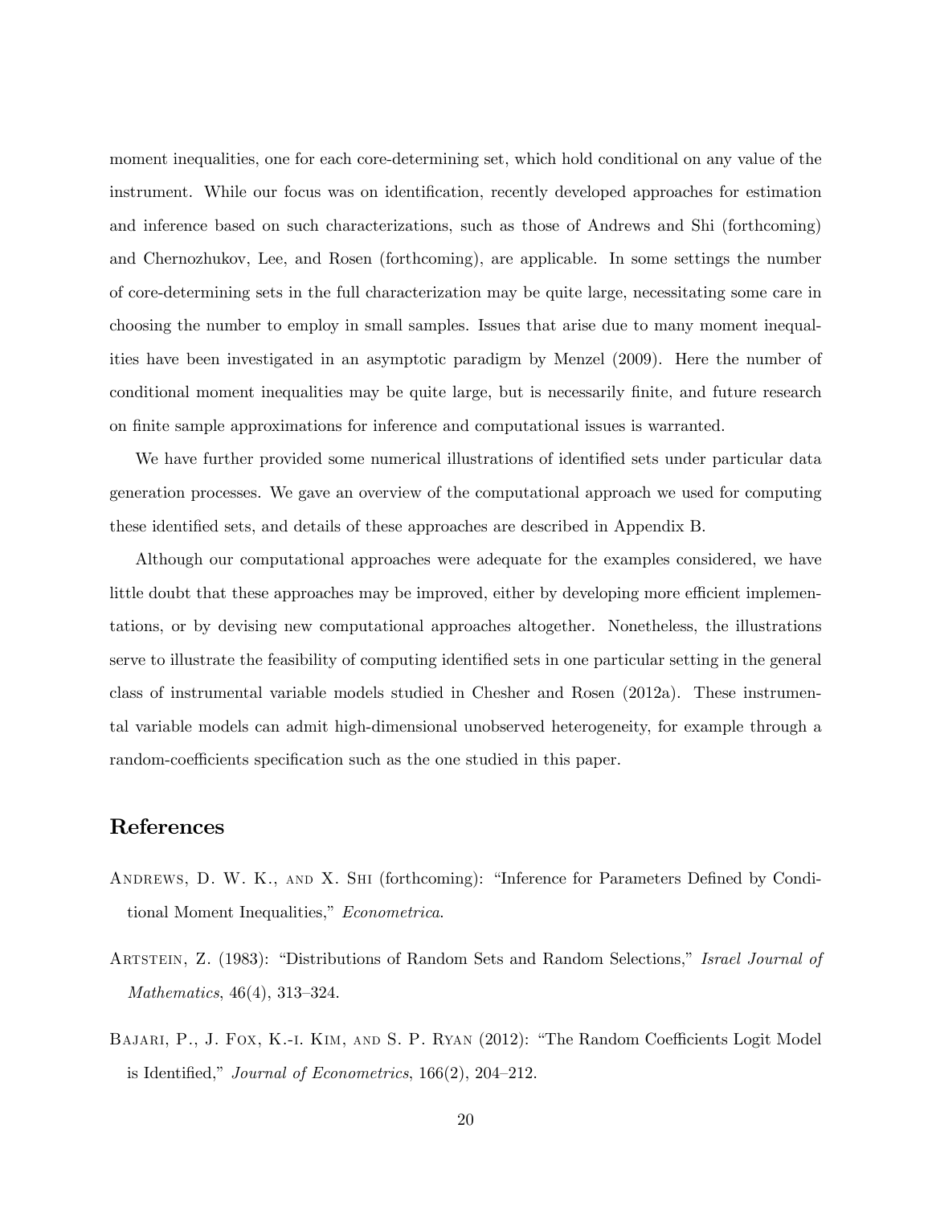moment inequalities, one for each core-determining set, which hold conditional on any value of the instrument. While our focus was on identification, recently developed approaches for estimation and inference based on such characterizations, such as those of Andrews and Shi (forthcoming) and Chernozhukov, Lee, and Rosen (forthcoming), are applicable. In some settings the number of core-determining sets in the full characterization may be quite large, necessitating some care in choosing the number to employ in small samples. Issues that arise due to many moment inequalities have been investigated in an asymptotic paradigm by Menzel (2009). Here the number of conditional moment inequalities may be quite large, but is necessarily finite, and future research on finite sample approximations for inference and computational issues is warranted.

We have further provided some numerical illustrations of identified sets under particular data generation processes. We gave an overview of the computational approach we used for computing these identified sets, and details of these approaches are described in Appendix B.

Although our computational approaches were adequate for the examples considered, we have little doubt that these approaches may be improved, either by developing more efficient implementations, or by devising new computational approaches altogether. Nonetheless, the illustrations serve to illustrate the feasibility of computing identified sets in one particular setting in the general class of instrumental variable models studied in Chesher and Rosen (2012a). These instrumental variable models can admit high-dimensional unobserved heterogeneity, for example through a random-coefficients specification such as the one studied in this paper.

# References

Andrews, D. W. K., and X. Shi (forthcoming): "Inference for Parameters Defined by Conditional Moment Inequalities," *Econometrica*.

Artstein, Z. (1983): "Distributions of Random Sets and Random Selections," *Israel Journal of Mathematics*, 46(4), 313–324.

Bajari, P., J. Fox, K.-i. Kim, and S. P. Ryan (2012): "The Random Coefficients Logit Model is Identified," *Journal of Econometrics*, 166(2), 204–212.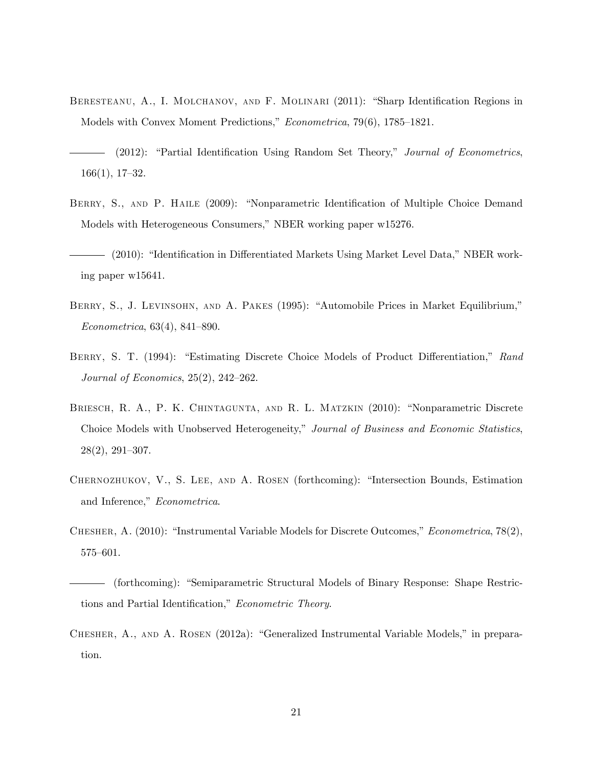Beresteanu, A., I. Molchanov, and F. Molinari (2011): "Sharp Identification Regions in Models with Convex Moment Predictions," *Econometrica*, 79(6), 1785–1821.

——— (2012): "Partial Identification Using Random Set Theory," *Journal of Econometrics*, 166(1), 17–32.

Berry, S., and P. Haile (2009): "Nonparametric Identification of Multiple Choice Demand Models with Heterogeneous Consumers," NBER working paper w15276.

——— (2010): "Identification in Differentiated Markets Using Market Level Data," NBER working paper w15641.

Berry, S., J. Levinsohn, and A. Pakes (1995): "Automobile Prices in Market Equilibrium," *Econometrica*, 63(4), 841–890.

Berry, S. T. (1994): "Estimating Discrete Choice Models of Product Differentiation," *Rand Journal of Economics*, 25(2), 242–262.

Briesch, R. A., P. K. Chintagunta, and R. L. Matzkin (2010): "Nonparametric Discrete Choice Models with Unobserved Heterogeneity," *Journal of Business and Economic Statistics*, 28(2), 291–307.

Chernozhukov, V., S. Lee, and A. Rosen (forthcoming): "Intersection Bounds, Estimation and Inference," *Econometrica*.

Chesher, A. (2010): "Instrumental Variable Models for Discrete Outcomes," *Econometrica*, 78(2), 575–601.

——— (forthcoming): "Semiparametric Structural Models of Binary Response: Shape Restrictions and Partial Identification," *Econometric Theory*.

Chesher, A., and A. Rosen (2012a): "Generalized Instrumental Variable Models," in preparation.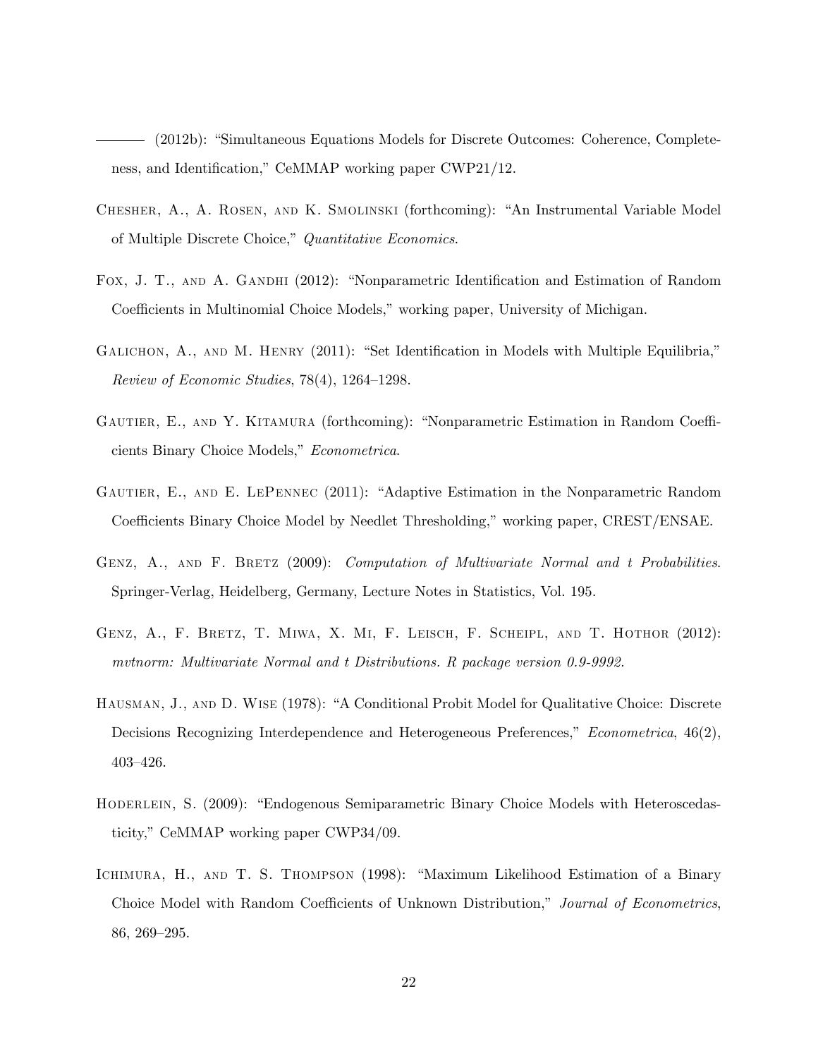——— (2012b): "Simultaneous Equations Models for Discrete Outcomes: Coherence, Completeness, and Identification," CeMMAP working paper CWP21/12.

Chesher, A., A. Rosen, and K. Smolinski (forthcoming): "An Instrumental Variable Model of Multiple Discrete Choice," *Quantitative Economics*.

Fox, J. T., and A. Gandhi (2012): "Nonparametric Identification and Estimation of Random Coefficients in Multinomial Choice Models," working paper, University of Michigan.

Galichon, A., and M. Henry (2011): "Set Identification in Models with Multiple Equilibria," *Review of Economic Studies*, 78(4), 1264–1298.

Gautier, E., and Y. Kitamura (forthcoming): "Nonparametric Estimation in Random Coefficients Binary Choice Models," *Econometrica*.

Gautier, E., and E. LePennec (2011): "Adaptive Estimation in the Nonparametric Random Coefficients Binary Choice Model by Needlet Thresholding," working paper, CREST/ENSAE.

Genz, A., and F. Bretz (2009): *Computation of Multivariate Normal and t Probabilities*. Springer-Verlag, Heidelberg, Germany, Lecture Notes in Statistics, Vol. 195.

Genz, A., F. Bretz, T. Miwa, X. Mi, F. Leisch, F. Scheipl, and T. Hothor (2012): *mvtnorm: Multivariate Normal and t Distributions. R package version 0.9-9992.*

Hausman, J., and D. Wise (1978): "A Conditional Probit Model for Qualitative Choice: Discrete Decisions Recognizing Interdependence and Heterogeneous Preferences," *Econometrica*, 46(2), 403–426.

Hoderlein, S. (2009): "Endogenous Semiparametric Binary Choice Models with Heteroscedasticity," CeMMAP working paper CWP34/09.

Ichimura, H., and T. S. Thompson (1998): "Maximum Likelihood Estimation of a Binary Choice Model with Random Coefficients of Unknown Distribution," *Journal of Econometrics*, 86, 269–295.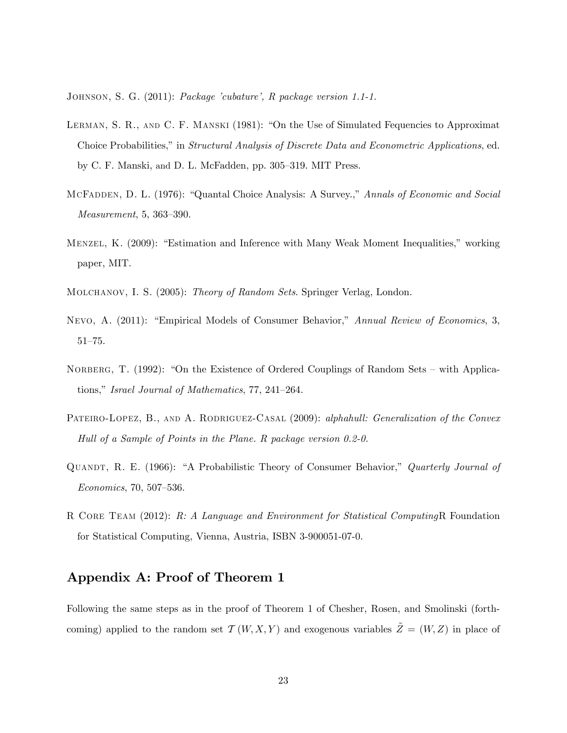Johnson, S. G. (2011): *Package 'cubature', R package version 1.1-1.*

Lerman, S. R., and C. F. Manski (1981): "On the Use of Simulated Fequencies to Approximat Choice Probabilities," in *Structural Analysis of Discrete Data and Econometric Applications*, ed. by C. F. Manski, and D. L. McFadden, pp. 305–319. MIT Press.

McFadden, D. L. (1976): "Quantal Choice Analysis: A Survey.," *Annals of Economic and Social Measurement*, 5, 363–390.

Menzel, K. (2009): "Estimation and Inference with Many Weak Moment Inequalities," working paper, MIT.

Molchanov, I. S. (2005): *Theory of Random Sets*. Springer Verlag, London.

Nevo, A. (2011): "Empirical Models of Consumer Behavior," *Annual Review of Economics*, 3, 51–75.

Norberg, T. (1992): "On the Existence of Ordered Couplings of Random Sets – with Applications," *Israel Journal of Mathematics*, 77, 241–264.

Pateiro-Lopez, B., and A. Rodriguez-Casal (2009): *alphahull: Generalization of the Convex Hull of a Sample of Points in the Plane. R package version 0.2-0.*

Quandt, R. E. (1966): "A Probabilistic Theory of Consumer Behavior," *Quarterly Journal of Economics*, 70, 507–536.

R Core Team (2012): *R: A Language and Environment for Statistical Computing*R Foundation for Statistical Computing, Vienna, Austria, ISBN 3-900051-07-0.

## Appendix A: Proof of Theorem 1

Following the same steps as in the proof of Theorem 1 of Chesher, Rosen, and Smolinski (forthcoming) applied to the random set $\mathcal{T}(W, X, Y)$ and exogenous variables $\tilde{Z} = (W, Z)$ in place of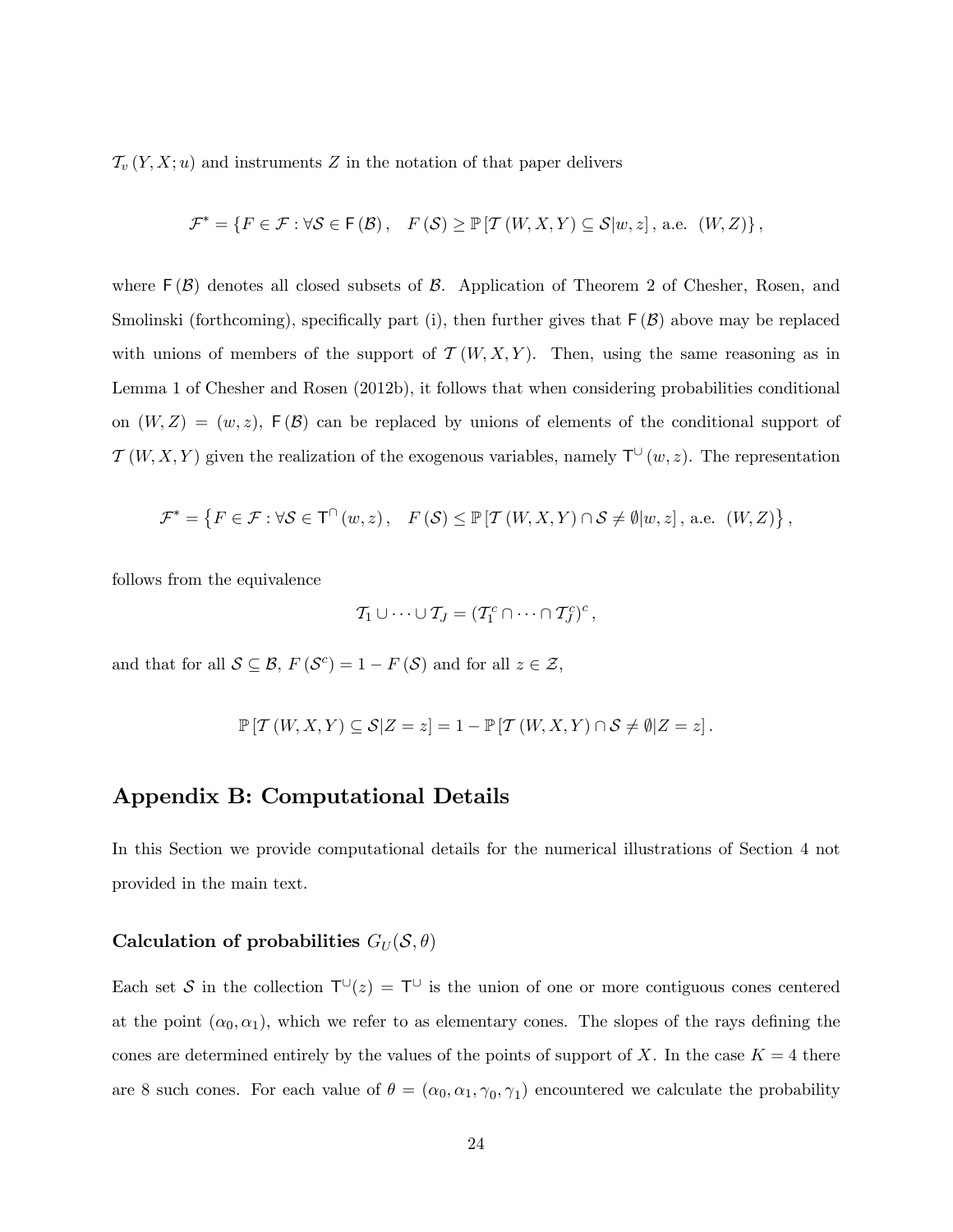$\mathcal{T}_v(Y, X; u)$ and instruments $Z$ in the notation of that paper delivers

$$\mathcal{F}^* = \{F \in \mathcal{F} : \forall \mathcal{S} \in \mathsf{F}(\mathcal{B}), \quad F(\mathcal{S}) \geq \mathbb{P}[\mathcal{T}(W, X, Y) \subseteq \mathcal{S}|w, z], \text{ a.e. } (W, Z)\},$$

where $\mathsf{F}(\mathcal{B})$ denotes all closed subsets of $\mathcal{B}$. Application of Theorem 2 of Chesher, Rosen, and Smolinski (forthcoming), specifically part (i), then further gives that $\mathsf{F}(\mathcal{B})$ above may be replaced with unions of members of the support of $\mathcal{T}(W, X, Y)$. Then, using the same reasoning as in Lemma 1 of Chesher and Rosen (2012b), it follows that when considering probabilities conditional on $(W, Z) = (w, z)$, $\mathsf{F}(\mathcal{B})$ can be replaced by unions of elements of the conditional support of $\mathcal{T}(W, X, Y)$ given the realization of the exogenous variables, namely $\mathsf{T}^{\cup}(w, z)$. The representation

$$\mathcal{F}^* = \left\{F \in \mathcal{F} : \forall \mathcal{S} \in \mathsf{T}^{\cap}(w, z), \quad F(\mathcal{S}) \leq \mathbb{P}[\mathcal{T}(W, X, Y) \cap \mathcal{S} \neq \emptyset|w, z], \text{ a.e. } (W, Z)\right\},$$

follows from the equivalence

$$\mathcal{T}_1 \cup \cdots \cup \mathcal{T}_J = (\mathcal{T}_1^c \cap \cdots \cap \mathcal{T}_J^c)^c,$$

and that for all $\mathcal{S} \subseteq \mathcal{B}$, $F(\mathcal{S}^c) = 1 - F(\mathcal{S})$ and for all $z \in \mathcal{Z}$,

$$\mathbb{P}[\mathcal{T}(W, X, Y) \subseteq \mathcal{S}|Z = z] = 1 - \mathbb{P}[\mathcal{T}(W, X, Y) \cap \mathcal{S} \neq \emptyset|Z = z].$$

## Appendix B: Computational Details

In this Section we provide computational details for the numerical illustrations of Section 4 not provided in the main text.

### Calculation of probabilities $G_U(\mathcal{S}, \theta)$

Each set $\mathcal{S}$ in the collection $\mathsf{T}^{\cup}(z) = \mathsf{T}^{\cup}$ is the union of one or more contiguous cones centered at the point $(\alpha_0, \alpha_1)$, which we refer to as elementary cones. The slopes of the rays defining the cones are determined entirely by the values of the points of support of $X$. In the case $K = 4$ there are 8 such cones. For each value of $\theta = (\alpha_0, \alpha_1, \gamma_0, \gamma_1)$ encountered we calculate the probability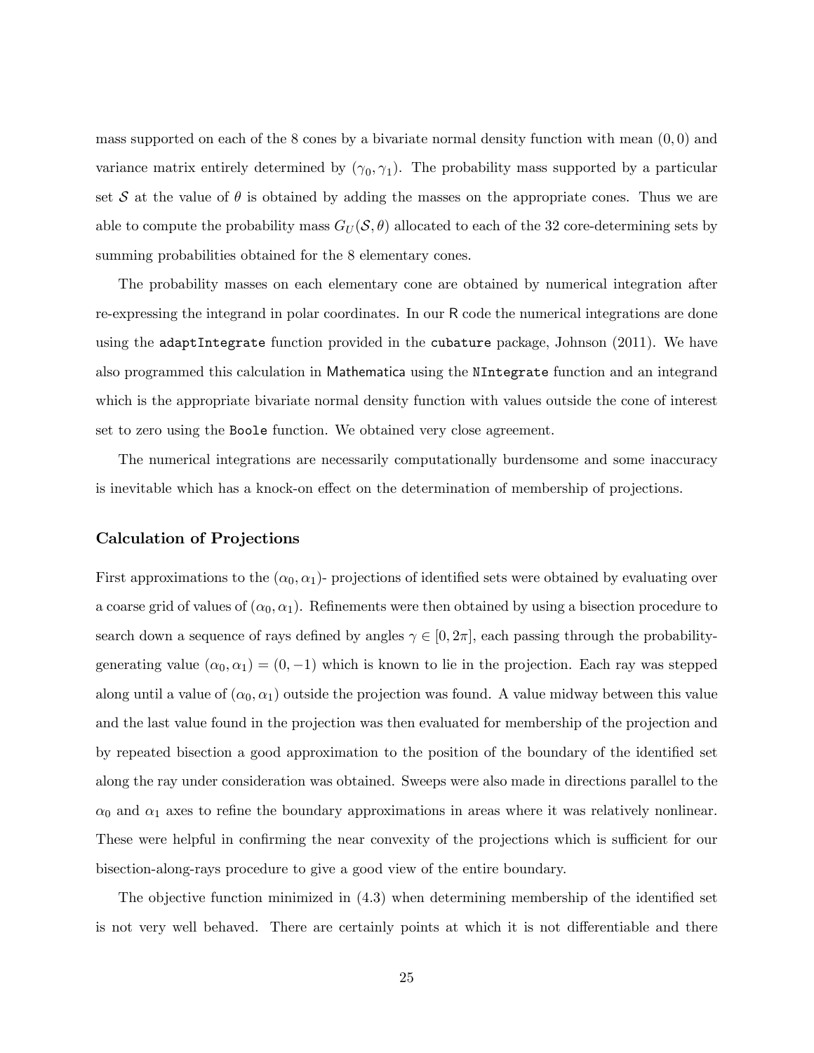mass supported on each of the 8 cones by a bivariate normal density function with mean $(0, 0)$ and variance matrix entirely determined by $(\gamma_0, \gamma_1)$. The probability mass supported by a particular set $\mathcal{S}$ at the value of $\theta$ is obtained by adding the masses on the appropriate cones. Thus we are able to compute the probability mass $G_U(\mathcal{S}, \theta)$ allocated to each of the 32 core-determining sets by summing probabilities obtained for the 8 elementary cones.

The probability masses on each elementary cone are obtained by numerical integration after re-expressing the integrand in polar coordinates. In our R code the numerical integrations are done using the `adaptIntegrate` function provided in the `cubature` package, Johnson (2011). We have also programmed this calculation in Mathematica using the `NIntegrate` function and an integrand which is the appropriate bivariate normal density function with values outside the cone of interest set to zero using the `Boole` function. We obtained very close agreement.

The numerical integrations are necessarily computationally burdensome and some inaccuracy is inevitable which has a knock-on effect on the determination of membership of projections.

### Calculation of Projections

First approximations to the $(\alpha_0, \alpha_1)$- projections of identified sets were obtained by evaluating over a coarse grid of values of $(\alpha_0, \alpha_1)$. Refinements were then obtained by using a bisection procedure to search down a sequence of rays defined by angles $\gamma \in [0, 2\pi]$, each passing through the probability-generating value $(\alpha_0, \alpha_1) = (0, -1)$ which is known to lie in the projection. Each ray was stepped along until a value of $(\alpha_0, \alpha_1)$ outside the projection was found. A value midway between this value and the last value found in the projection was then evaluated for membership of the projection and by repeated bisection a good approximation to the position of the boundary of the identified set along the ray under consideration was obtained. Sweeps were also made in directions parallel to the $\alpha_0$ and $\alpha_1$ axes to refine the boundary approximations in areas where it was relatively nonlinear. These were helpful in confirming the near convexity of the projections which is sufficient for our bisection-along-rays procedure to give a good view of the entire boundary.

The objective function minimized in (4.3) when determining membership of the identified set is not very well behaved. There are certainly points at which it is not differentiable and there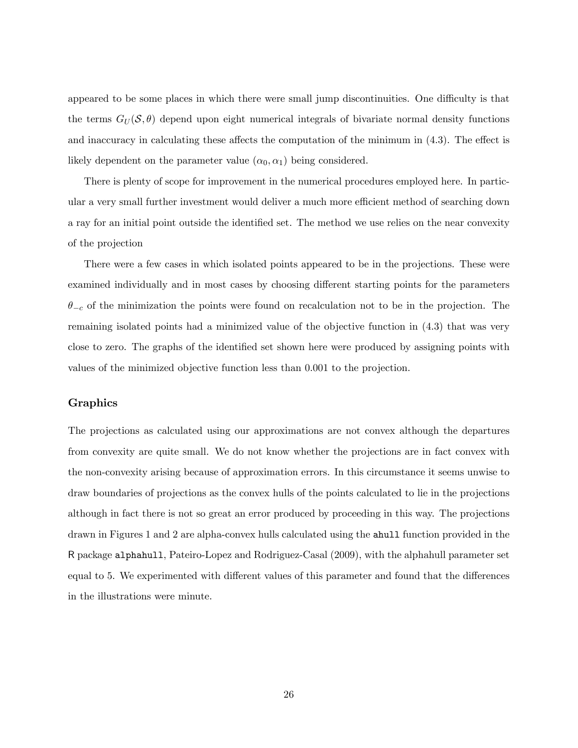appeared to be some places in which there were small jump discontinuities. One difficulty is that the terms $G_U(\mathcal{S}, \theta)$ depend upon eight numerical integrals of bivariate normal density functions and inaccuracy in calculating these affects the computation of the minimum in (4.3). The effect is likely dependent on the parameter value $(\alpha_0, \alpha_1)$ being considered.

There is plenty of scope for improvement in the numerical procedures employed here. In particular a very small further investment would deliver a much more efficient method of searching down a ray for an initial point outside the identified set. The method we use relies on the near convexity of the projection

There were a few cases in which isolated points appeared to be in the projections. These were examined individually and in most cases by choosing different starting points for the parameters $\theta_{-c}$ of the minimization the points were found on recalculation not to be in the projection. The remaining isolated points had a minimized value of the objective function in (4.3) that was very close to zero. The graphs of the identified set shown here were produced by assigning points with values of the minimized objective function less than 0.001 to the projection.

### Graphics

The projections as calculated using our approximations are not convex although the departures from convexity are quite small. We do not know whether the projections are in fact convex with the non-convexity arising because of approximation errors. In this circumstance it seems unwise to draw boundaries of projections as the convex hulls of the points calculated to lie in the projections although in fact there is not so great an error produced by proceeding in this way. The projections drawn in Figures 1 and 2 are alpha-convex hulls calculated using the `ahull` function provided in the `R` package `alphahull`, Pateiro-Lopez and Rodriguez-Casal (2009), with the alphahull parameter set equal to 5. We experimented with different values of this parameter and found that the differences in the illustrations were minute.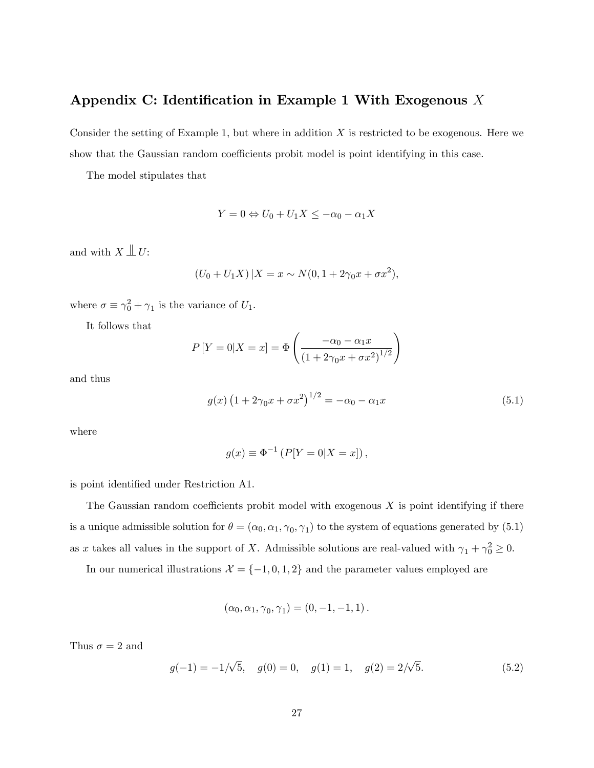## Appendix C: Identification in Example 1 With Exogenous $X$

Consider the setting of Example 1, but where in addition $X$ is restricted to be exogenous. Here we show that the Gaussian random coefficients probit model is point identifying in this case.

The model stipulates that

$$Y = 0 \Leftrightarrow U_0 + U_1 X \leq -\alpha_0 - \alpha_1 X$$

and with $X \perp\!\!\!\perp U$:

$$(U_0 + U_1 X) \, | X = x \sim N(0, 1 + 2\gamma_0 x + \sigma x^2),$$

where $\sigma \equiv \gamma_0^2 + \gamma_1$ is the variance of $U_1$.

It follows that

$$P\left[Y = 0 | X = x\right] = \Phi\left(\frac{-\alpha_0 - \alpha_1 x}{\left(1 + 2\gamma_0 x + \sigma x^2\right)^{1/2}}\right)$$

and thus

$$g(x)\left(1 + 2\gamma_0 x + \sigma x^2\right)^{1/2} = -\alpha_0 - \alpha_1 x \tag{5.1}$$

where

$$g(x) \equiv \Phi^{-1}\left(P[Y = 0|X = x]\right),$$

is point identified under Restriction A1.

The Gaussian random coefficients probit model with exogenous $X$ is point identifying if there is a unique admissible solution for $\theta = (\alpha_0, \alpha_1, \gamma_0, \gamma_1)$ to the system of equations generated by (5.1) as $x$ takes all values in the support of $X$. Admissible solutions are real-valued with $\gamma_1 + \gamma_0^2 \geq 0$.

In our numerical illustrations $\mathcal{X} = \{-1, 0, 1, 2\}$ and the parameter values employed are

$$(\alpha_0, \alpha_1, \gamma_0, \gamma_1) = (0, -1, -1, 1).$$

Thus $\sigma = 2$ and

$$g(-1) = -1/\sqrt{5}, \quad g(0) = 0, \quad g(1) = 1, \quad g(2) = 2/\sqrt{5}. \tag{5.2}$$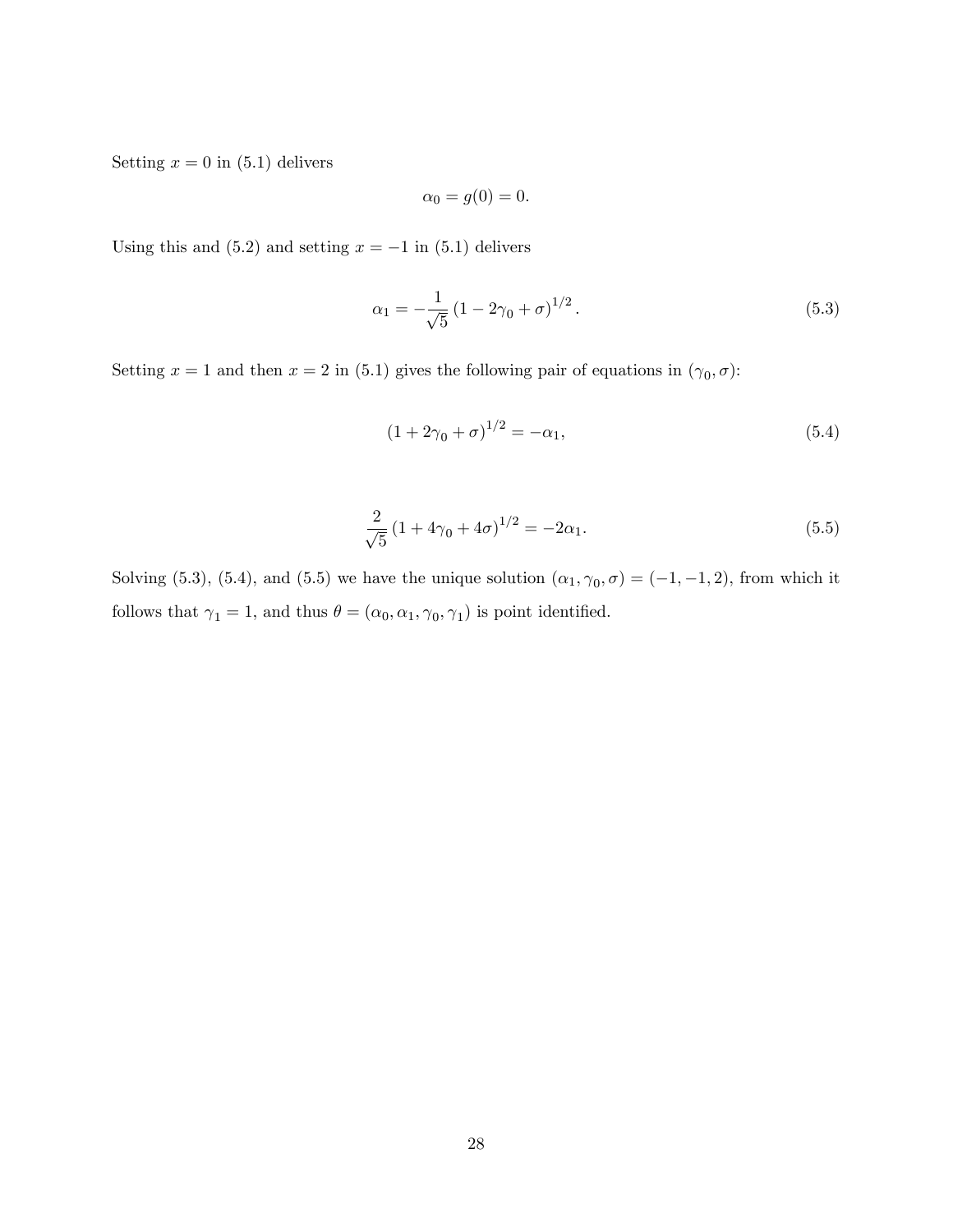Setting $x = 0$ in (5.1) delivers

$$\alpha_0 = g(0) = 0.$$

Using this and (5.2) and setting $x = -1$ in (5.1) delivers

$$\alpha_1 = -\frac{1}{\sqrt{5}} \left(1 - 2\gamma_0 + \sigma\right)^{1/2}. \tag{5.3}$$

Setting $x = 1$ and then $x = 2$ in (5.1) gives the following pair of equations in $(\gamma_0, \sigma)$:

$$\left(1 + 2\gamma_0 + \sigma\right)^{1/2} = -\alpha_1, \tag{5.4}$$

$$\frac{2}{\sqrt{5}} \left(1 + 4\gamma_0 + 4\sigma\right)^{1/2} = -2\alpha_1. \tag{5.5}$$

Solving (5.3), (5.4), and (5.5) we have the unique solution $(\alpha_1, \gamma_0, \sigma) = (-1, -1, 2)$, from which it follows that $\gamma_1 = 1$, and thus $\theta = (\alpha_0, \alpha_1, \gamma_0, \gamma_1)$ is point identified.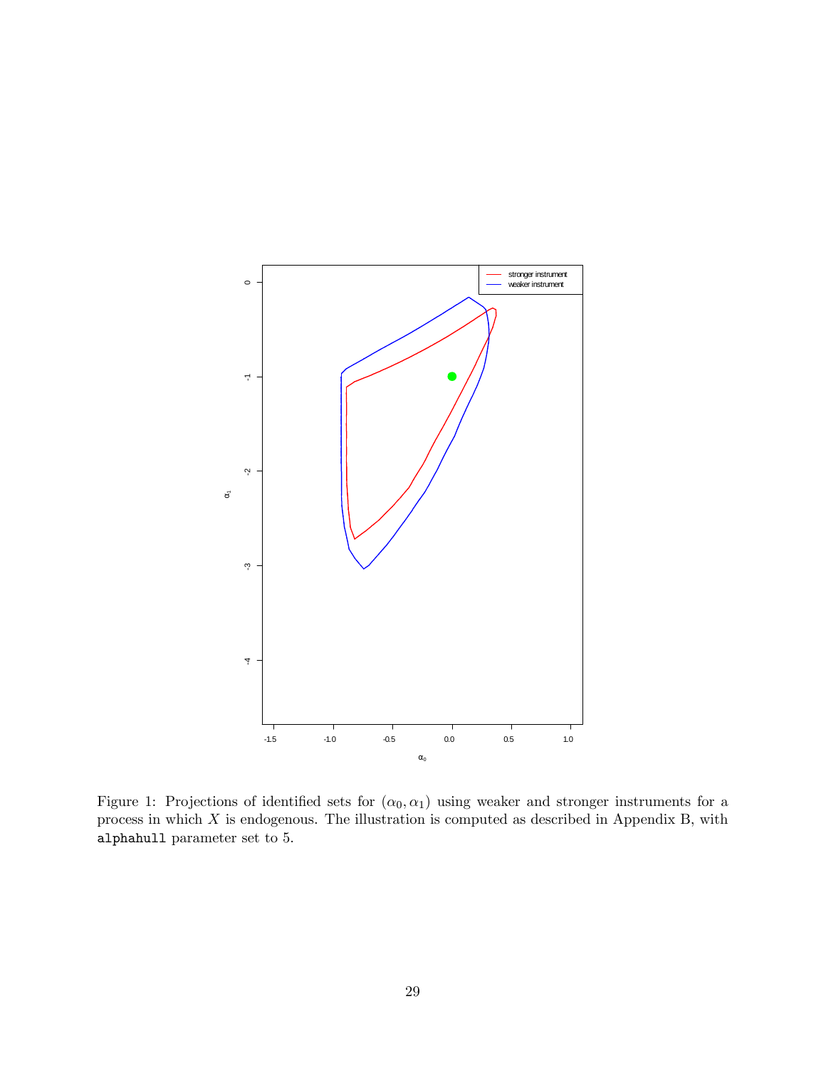Figure 1: Projections of identified sets for $(\alpha_0, \alpha_1)$ using weaker and stronger instruments for a process in which $X$ is endogenous. The illustration is computed as described in Appendix B, with `alphahull` parameter set to 5.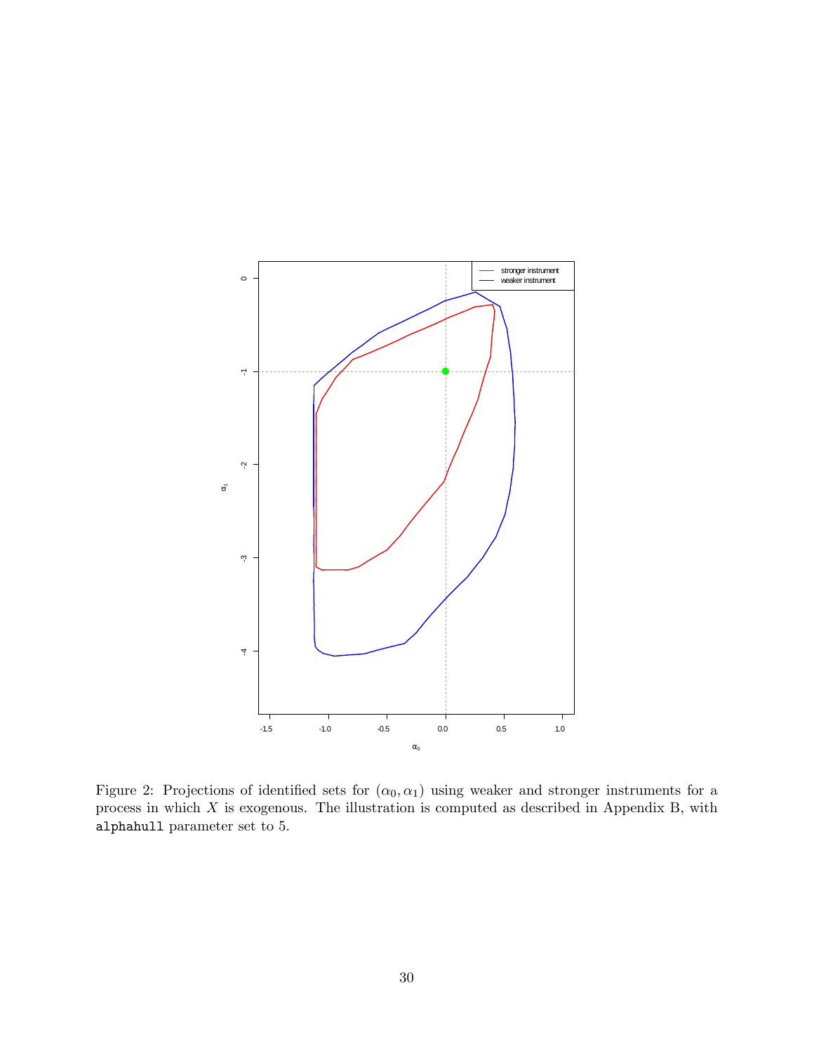stronger instrument
weaker instrument

0
-1
-2
-3
-4

$\alpha_1$

-1.5
-1.0
-0.5
0.0
0.5
1.0

$\alpha_0$

Figure 2: Projections of identified sets for $(\alpha_0, \alpha_1)$ using weaker and stronger instruments for a process in which $X$ is exogenous. The illustration is computed as described in Appendix B, with `alphahull` parameter set to 5.